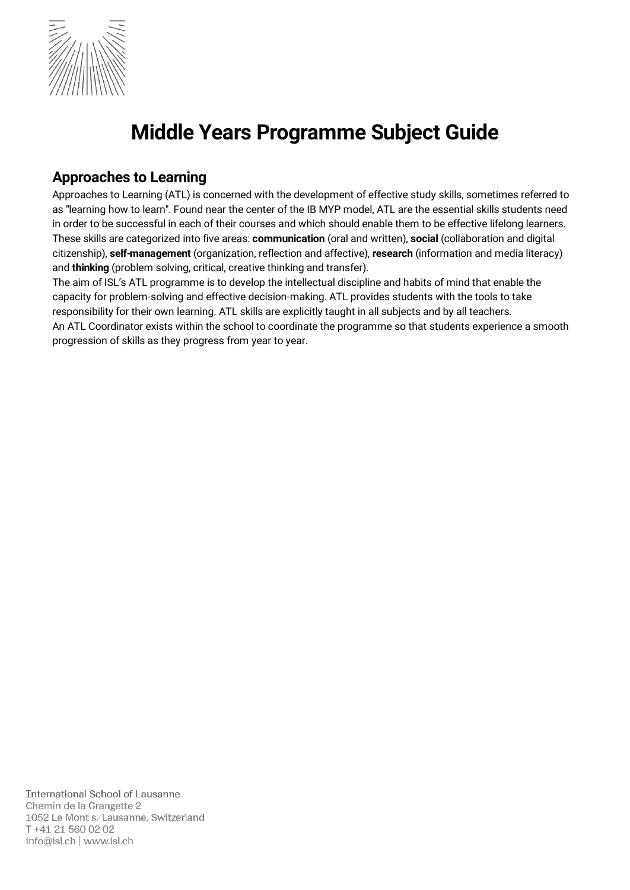# Middle Years Programme Subject Guide

## Approaches to Learning

Approaches to Learning (ATL) is concerned with the development of effective study skills, sometimes referred to as "learning how to learn". Found near the center of the IB MYP model, ATL are the essential skills students need in order to be successful in each of their courses and which should enable them to be effective lifelong learners. These skills are categorized into five areas: **communication** (oral and written), **social** (collaboration and digital citizenship), **self-management** (organization, reflection and affective), **research** (information and media literacy) and **thinking** (problem solving, critical, creative thinking and transfer).

The aim of ISL's ATL programme is to develop the intellectual discipline and habits of mind that enable the capacity for problem-solving and effective decision-making. ATL provides students with the tools to take responsibility for their own learning. ATL skills are explicitly taught in all subjects and by all teachers.

An ATL Coordinator exists within the school to coordinate the programme so that students experience a smooth progression of skills as they progress from year to year.

International School of Lausanne
Chemin de la Grangette 2
1052 Le Mont s/Lausanne, Switzerland
T +41 21 560 02 02
info@isl.ch | www.isl.ch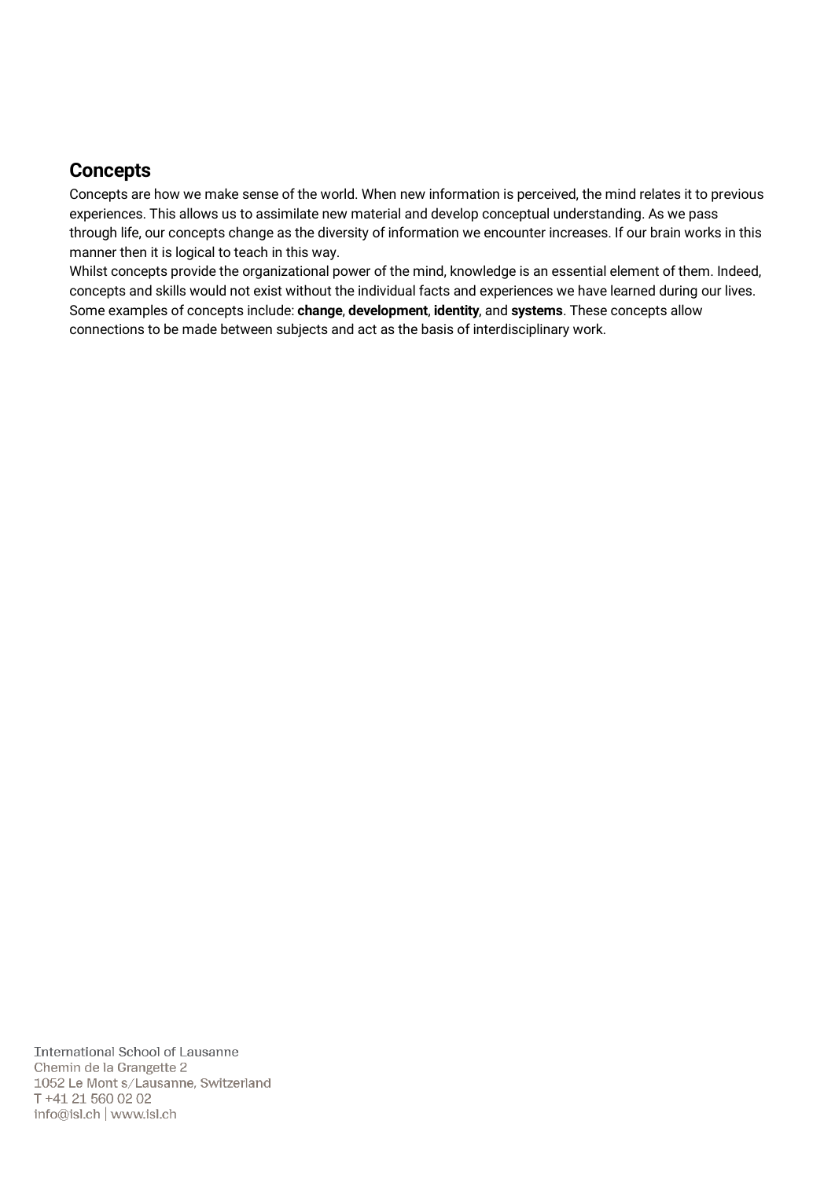## Concepts

Concepts are how we make sense of the world. When new information is perceived, the mind relates it to previous experiences. This allows us to assimilate new material and develop conceptual understanding. As we pass through life, our concepts change as the diversity of information we encounter increases. If our brain works in this manner then it is logical to teach in this way.

Whilst concepts provide the organizational power of the mind, knowledge is an essential element of them. Indeed, concepts and skills would not exist without the individual facts and experiences we have learned during our lives. Some examples of concepts include: **change**, **development**, **identity**, and **systems**. These concepts allow connections to be made between subjects and act as the basis of interdisciplinary work.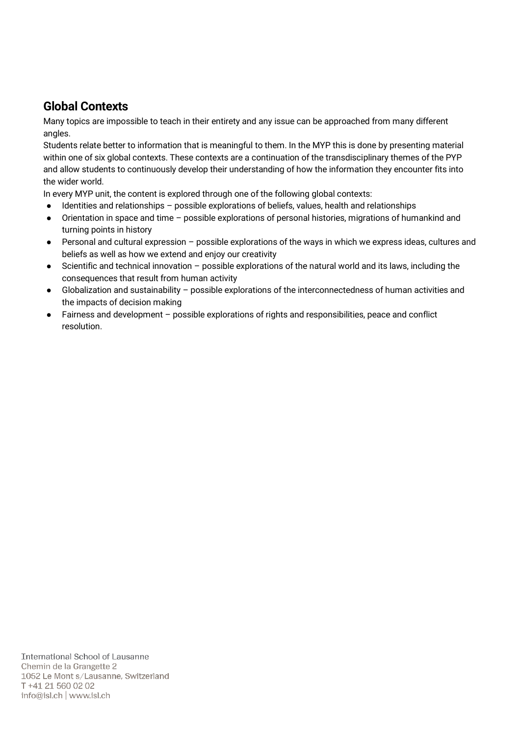## Global Contexts

Many topics are impossible to teach in their entirety and any issue can be approached from many different angles.

Students relate better to information that is meaningful to them. In the MYP this is done by presenting material within one of six global contexts. These contexts are a continuation of the transdisciplinary themes of the PYP and allow students to continuously develop their understanding of how the information they encounter fits into the wider world.

In every MYP unit, the content is explored through one of the following global contexts:

- Identities and relationships – possible explorations of beliefs, values, health and relationships
- Orientation in space and time – possible explorations of personal histories, migrations of humankind and turning points in history
- Personal and cultural expression – possible explorations of the ways in which we express ideas, cultures and beliefs as well as how we extend and enjoy our creativity
- Scientific and technical innovation – possible explorations of the natural world and its laws, including the consequences that result from human activity
- Globalization and sustainability – possible explorations of the interconnectedness of human activities and the impacts of decision making
- Fairness and development – possible explorations of rights and responsibilities, peace and conflict resolution.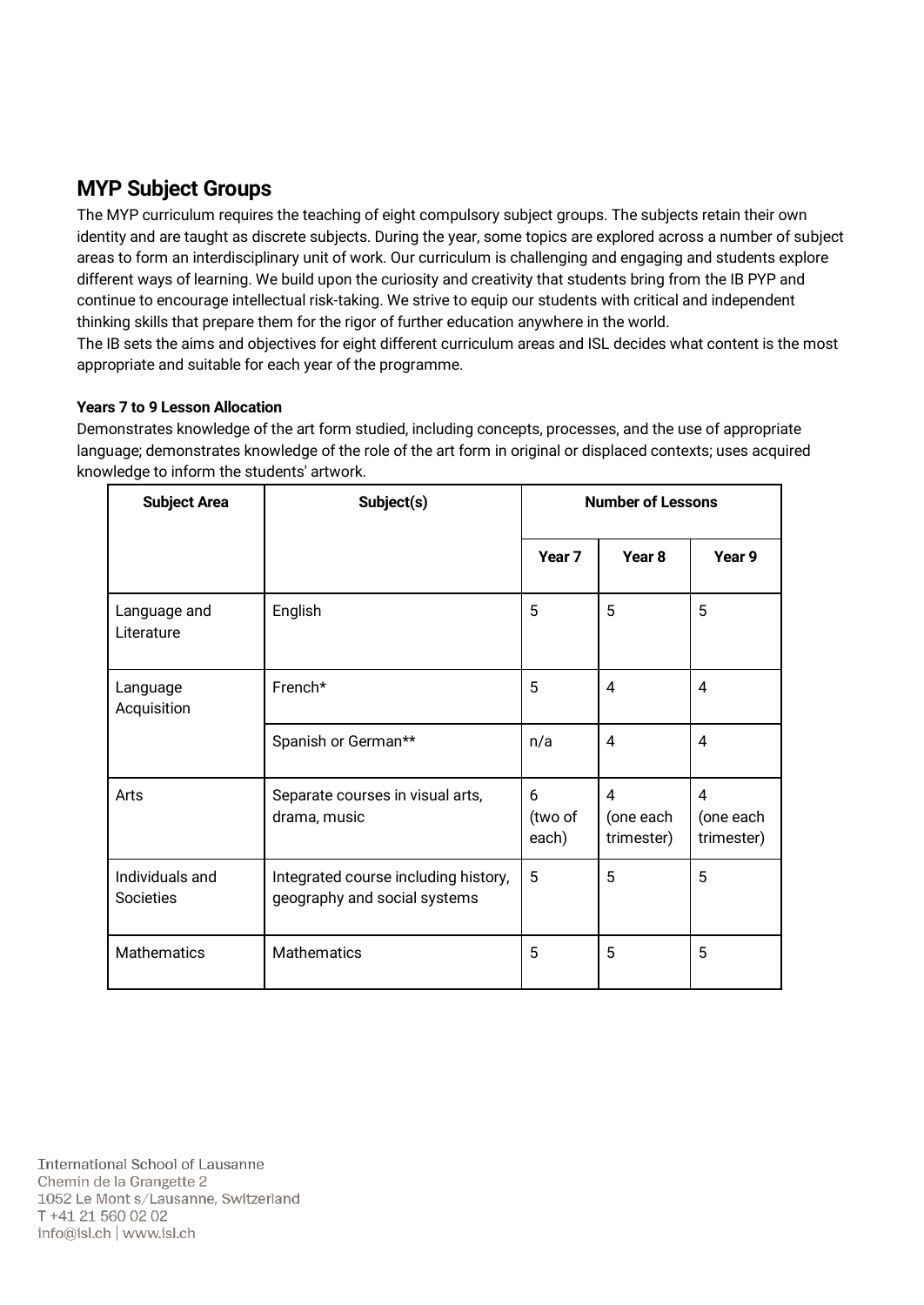## MYP Subject Groups

The MYP curriculum requires the teaching of eight compulsory subject groups. The subjects retain their own identity and are taught as discrete subjects. During the year, some topics are explored across a number of subject areas to form an interdisciplinary unit of work. Our curriculum is challenging and engaging and students explore different ways of learning. We build upon the curiosity and creativity that students bring from the IB PYP and continue to encourage intellectual risk-taking. We strive to equip our students with critical and independent thinking skills that prepare them for the rigor of further education anywhere in the world.
The IB sets the aims and objectives for eight different curriculum areas and ISL decides what content is the most appropriate and suitable for each year of the programme.

**Years 7 to 9 Lesson Allocation**

Demonstrates knowledge of the art form studied, including concepts, processes, and the use of appropriate language; demonstrates knowledge of the role of the art form in original or displaced contexts; uses acquired knowledge to inform the students' artwork.

| Subject Area | Subject(s) | Number of Lessons | | |
|---|---|---|---|---|
| | | Year 7 | Year 8 | Year 9 |
| Language and Literature | English | 5 | 5 | 5 |
| Language Acquisition | French* | 5 | 4 | 4 |
| | Spanish or German** | n/a | 4 | 4 |
| Arts | Separate courses in visual arts, drama, music | 6 (two of each) | 4 (one each trimester) | 4 (one each trimester) |
| Individuals and Societies | Integrated course including history, geography and social systems | 5 | 5 | 5 |
| Mathematics | Mathematics | 5 | 5 | 5 |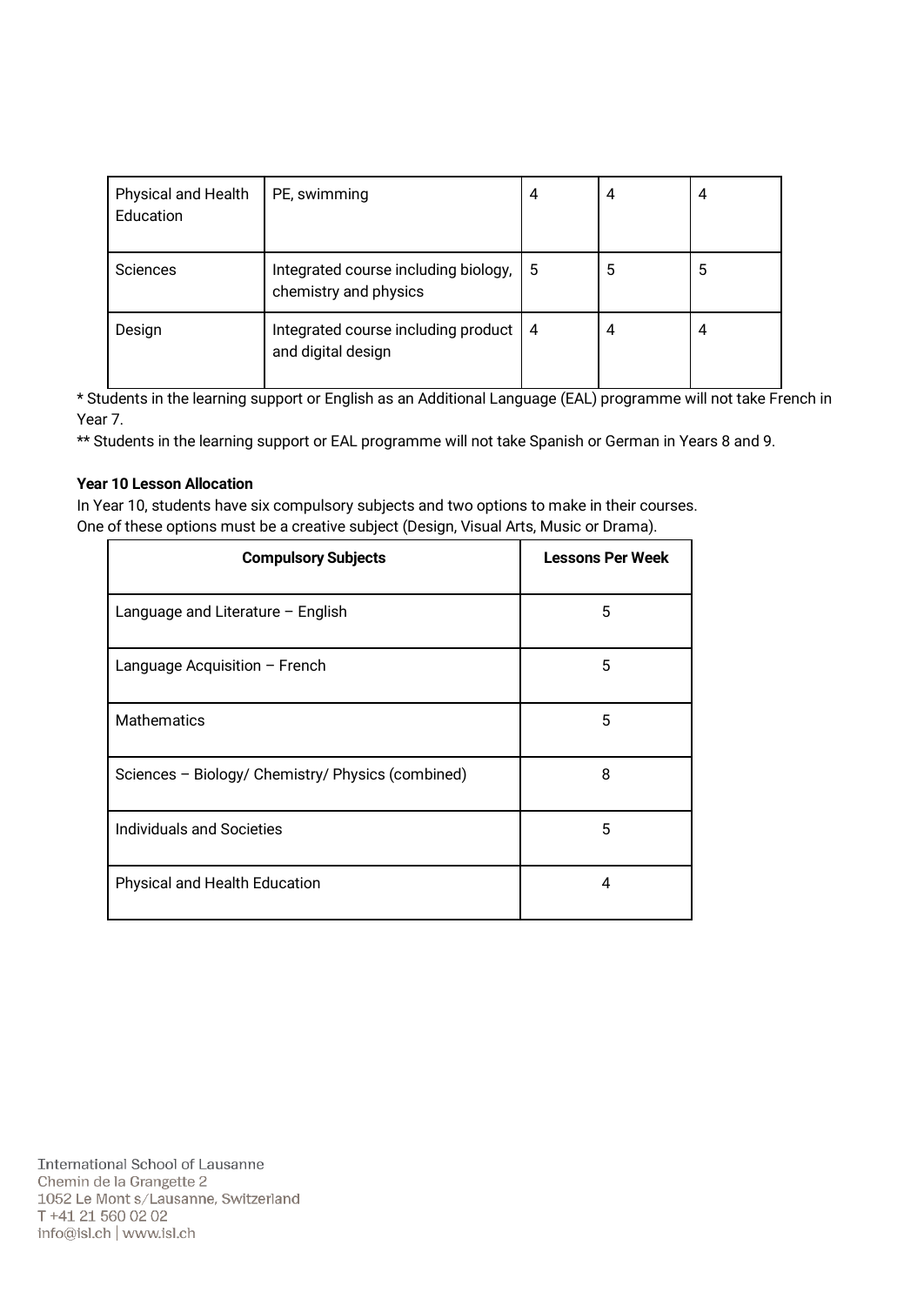| | | | | |
|---|---|---|---|---|
| Physical and Health Education | PE, swimming | 4 | 4 | 4 |
| Sciences | Integrated course including biology, chemistry and physics | 5 | 5 | 5 |
| Design | Integrated course including product and digital design | 4 | 4 | 4 |

* Students in the learning support or English as an Additional Language (EAL) programme will not take French in Year 7.

** Students in the learning support or EAL programme will not take Spanish or German in Years 8 and 9.

**Year 10 Lesson Allocation**

In Year 10, students have six compulsory subjects and two options to make in their courses.
One of these options must be a creative subject (Design, Visual Arts, Music or Drama).

| Compulsory Subjects | Lessons Per Week |
|---|---|
| Language and Literature – English | 5 |
| Language Acquisition – French | 5 |
| Mathematics | 5 |
| Sciences – Biology/ Chemistry/ Physics (combined) | 8 |
| Individuals and Societies | 5 |
| Physical and Health Education | 4 |

International School of Lausanne
Chemin de la Grangette 2
1052 Le Mont s/Lausanne, Switzerland
T +41 21 560 02 02
info@isl.ch | www.isl.ch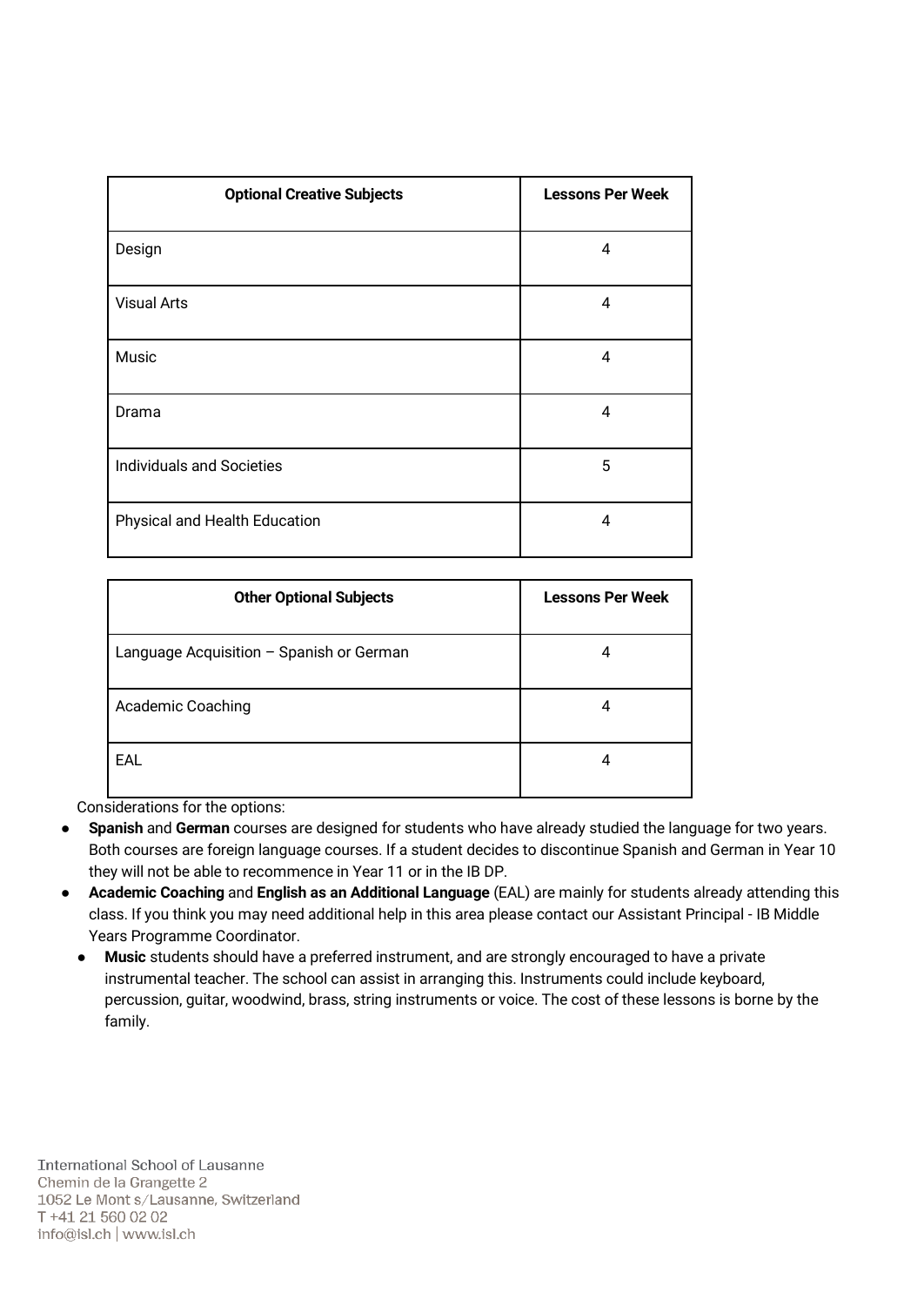| Optional Creative Subjects | Lessons Per Week |
| --- | --- |
| Design | 4 |
| Visual Arts | 4 |
| Music | 4 |
| Drama | 4 |
| Individuals and Societies | 5 |
| Physical and Health Education | 4 |

| Other Optional Subjects | Lessons Per Week |
| --- | --- |
| Language Acquisition – Spanish or German | 4 |
| Academic Coaching | 4 |
| EAL | 4 |

Considerations for the options:

- **Spanish** and **German** courses are designed for students who have already studied the language for two years. Both courses are foreign language courses. If a student decides to discontinue Spanish and German in Year 10 they will not be able to recommence in Year 11 or in the IB DP.
- **Academic Coaching** and **English as an Additional Language** (EAL) are mainly for students already attending this class. If you think you may need additional help in this area please contact our Assistant Principal - IB Middle Years Programme Coordinator.
- **Music** students should have a preferred instrument, and are strongly encouraged to have a private instrumental teacher. The school can assist in arranging this. Instruments could include keyboard, percussion, guitar, woodwind, brass, string instruments or voice. The cost of these lessons is borne by the family.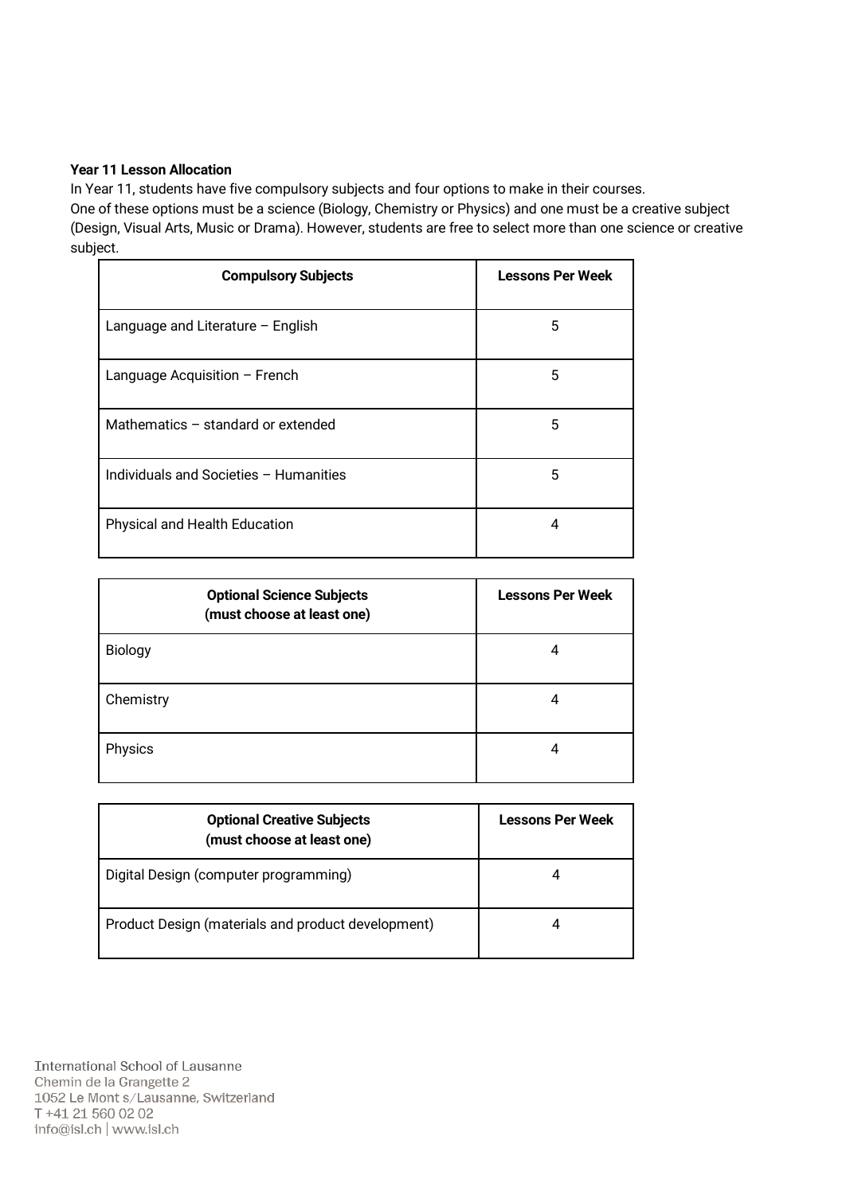**Year 11 Lesson Allocation**

In Year 11, students have five compulsory subjects and four options to make in their courses.
One of these options must be a science (Biology, Chemistry or Physics) and one must be a creative subject (Design, Visual Arts, Music or Drama). However, students are free to select more than one science or creative subject.

| Compulsory Subjects | Lessons Per Week |
|---|---|
| Language and Literature – English | 5 |
| Language Acquisition – French | 5 |
| Mathematics – standard or extended | 5 |
| Individuals and Societies – Humanities | 5 |
| Physical and Health Education | 4 |

| Optional Science Subjects (must choose at least one) | Lessons Per Week |
|---|---|
| Biology | 4 |
| Chemistry | 4 |
| Physics | 4 |

| Optional Creative Subjects (must choose at least one) | Lessons Per Week |
|---|---|
| Digital Design (computer programming) | 4 |
| Product Design (materials and product development) | 4 |

International School of Lausanne
Chemin de la Grangette 2
1052 Le Mont s/Lausanne, Switzerland
T +41 21 560 02 02
info@isl.ch | www.isl.ch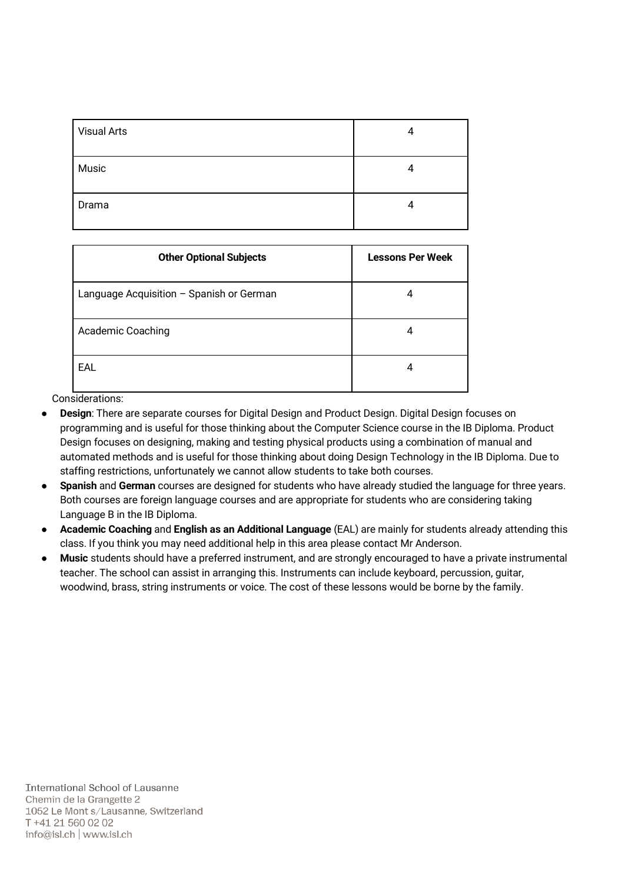| Visual Arts | 4 |
|---|---|
| Music | 4 |
| Drama | 4 |

| Other Optional Subjects | Lessons Per Week |
|---|---|
| Language Acquisition – Spanish or German | 4 |
| Academic Coaching | 4 |
| EAL | 4 |

Considerations:

- **Design**: There are separate courses for Digital Design and Product Design. Digital Design focuses on programming and is useful for those thinking about the Computer Science course in the IB Diploma. Product Design focuses on designing, making and testing physical products using a combination of manual and automated methods and is useful for those thinking about doing Design Technology in the IB Diploma. Due to staffing restrictions, unfortunately we cannot allow students to take both courses.
- **Spanish** and **German** courses are designed for students who have already studied the language for three years. Both courses are foreign language courses and are appropriate for students who are considering taking Language B in the IB Diploma.
- **Academic Coaching** and **English as an Additional Language** (EAL) are mainly for students already attending this class. If you think you may need additional help in this area please contact Mr Anderson.
- **Music** students should have a preferred instrument, and are strongly encouraged to have a private instrumental teacher. The school can assist in arranging this. Instruments can include keyboard, percussion, guitar, woodwind, brass, string instruments or voice. The cost of these lessons would be borne by the family.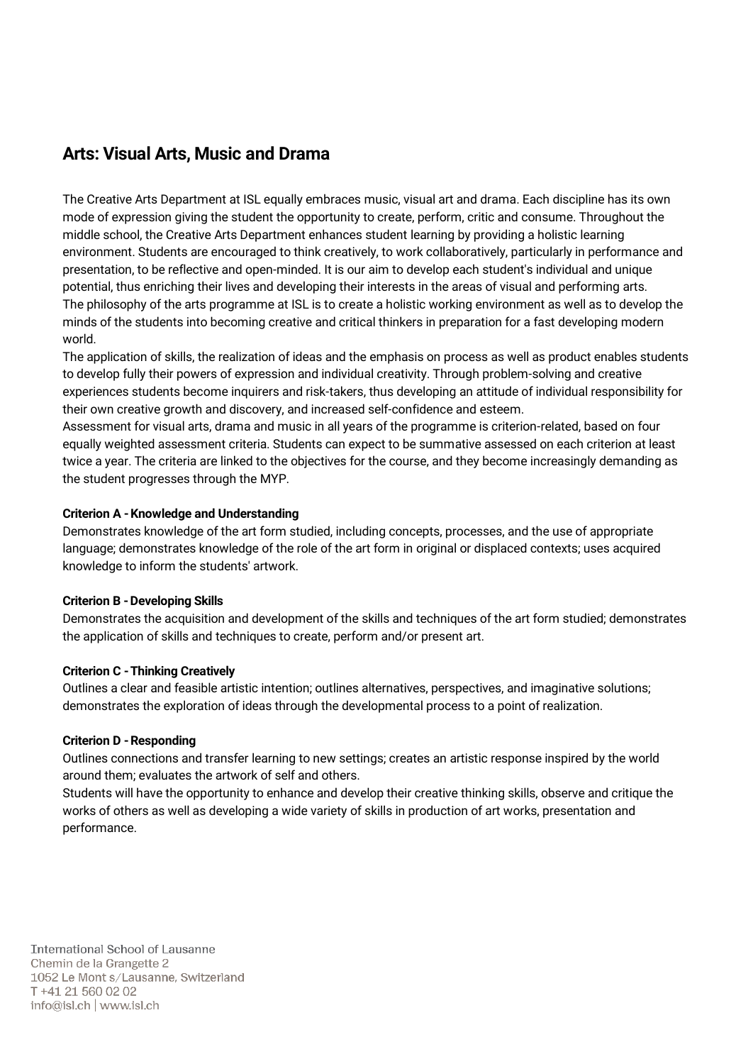## Arts: Visual Arts, Music and Drama

The Creative Arts Department at ISL equally embraces music, visual art and drama. Each discipline has its own mode of expression giving the student the opportunity to create, perform, critic and consume. Throughout the middle school, the Creative Arts Department enhances student learning by providing a holistic learning environment. Students are encouraged to think creatively, to work collaboratively, particularly in performance and presentation, to be reflective and open-minded. It is our aim to develop each student's individual and unique potential, thus enriching their lives and developing their interests in the areas of visual and performing arts.
The philosophy of the arts programme at ISL is to create a holistic working environment as well as to develop the minds of the students into becoming creative and critical thinkers in preparation for a fast developing modern world.
The application of skills, the realization of ideas and the emphasis on process as well as product enables students to develop fully their powers of expression and individual creativity. Through problem-solving and creative experiences students become inquirers and risk-takers, thus developing an attitude of individual responsibility for their own creative growth and discovery, and increased self-confidence and esteem.
Assessment for visual arts, drama and music in all years of the programme is criterion-related, based on four equally weighted assessment criteria. Students can expect to be summative assessed on each criterion at least twice a year. The criteria are linked to the objectives for the course, and they become increasingly demanding as the student progresses through the MYP.

**Criterion A - Knowledge and Understanding**
Demonstrates knowledge of the art form studied, including concepts, processes, and the use of appropriate language; demonstrates knowledge of the role of the art form in original or displaced contexts; uses acquired knowledge to inform the students' artwork.

**Criterion B - Developing Skills**
Demonstrates the acquisition and development of the skills and techniques of the art form studied; demonstrates the application of skills and techniques to create, perform and/or present art.

**Criterion C - Thinking Creatively**
Outlines a clear and feasible artistic intention; outlines alternatives, perspectives, and imaginative solutions; demonstrates the exploration of ideas through the developmental process to a point of realization.

**Criterion D - Responding**
Outlines connections and transfer learning to new settings; creates an artistic response inspired by the world around them; evaluates the artwork of self and others.
Students will have the opportunity to enhance and develop their creative thinking skills, observe and critique the works of others as well as developing a wide variety of skills in production of art works, presentation and performance.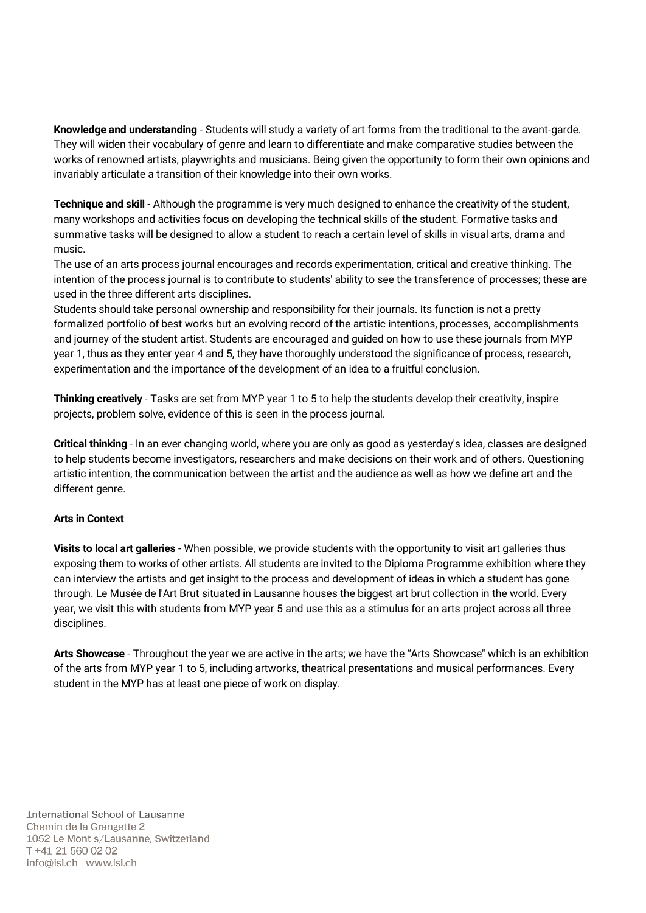**Knowledge and understanding** - Students will study a variety of art forms from the traditional to the avant-garde. They will widen their vocabulary of genre and learn to differentiate and make comparative studies between the works of renowned artists, playwrights and musicians. Being given the opportunity to form their own opinions and invariably articulate a transition of their knowledge into their own works.

**Technique and skill** - Although the programme is very much designed to enhance the creativity of the student, many workshops and activities focus on developing the technical skills of the student. Formative tasks and summative tasks will be designed to allow a student to reach a certain level of skills in visual arts, drama and music.

The use of an arts process journal encourages and records experimentation, critical and creative thinking. The intention of the process journal is to contribute to students' ability to see the transference of processes; these are used in the three different arts disciplines.

Students should take personal ownership and responsibility for their journals. Its function is not a pretty formalized portfolio of best works but an evolving record of the artistic intentions, processes, accomplishments and journey of the student artist. Students are encouraged and guided on how to use these journals from MYP year 1, thus as they enter year 4 and 5, they have thoroughly understood the significance of process, research, experimentation and the importance of the development of an idea to a fruitful conclusion.

**Thinking creatively** - Tasks are set from MYP year 1 to 5 to help the students develop their creativity, inspire projects, problem solve, evidence of this is seen in the process journal.

**Critical thinking** - In an ever changing world, where you are only as good as yesterday's idea, classes are designed to help students become investigators, researchers and make decisions on their work and of others. Questioning artistic intention, the communication between the artist and the audience as well as how we define art and the different genre.

**Arts in Context**

**Visits to local art galleries** - When possible, we provide students with the opportunity to visit art galleries thus exposing them to works of other artists. All students are invited to the Diploma Programme exhibition where they can interview the artists and get insight to the process and development of ideas in which a student has gone through. Le Musée de l'Art Brut situated in Lausanne houses the biggest art brut collection in the world. Every year, we visit this with students from MYP year 5 and use this as a stimulus for an arts project across all three disciplines.

**Arts Showcase** - Throughout the year we are active in the arts; we have the "Arts Showcase" which is an exhibition of the arts from MYP year 1 to 5, including artworks, theatrical presentations and musical performances. Every student in the MYP has at least one piece of work on display.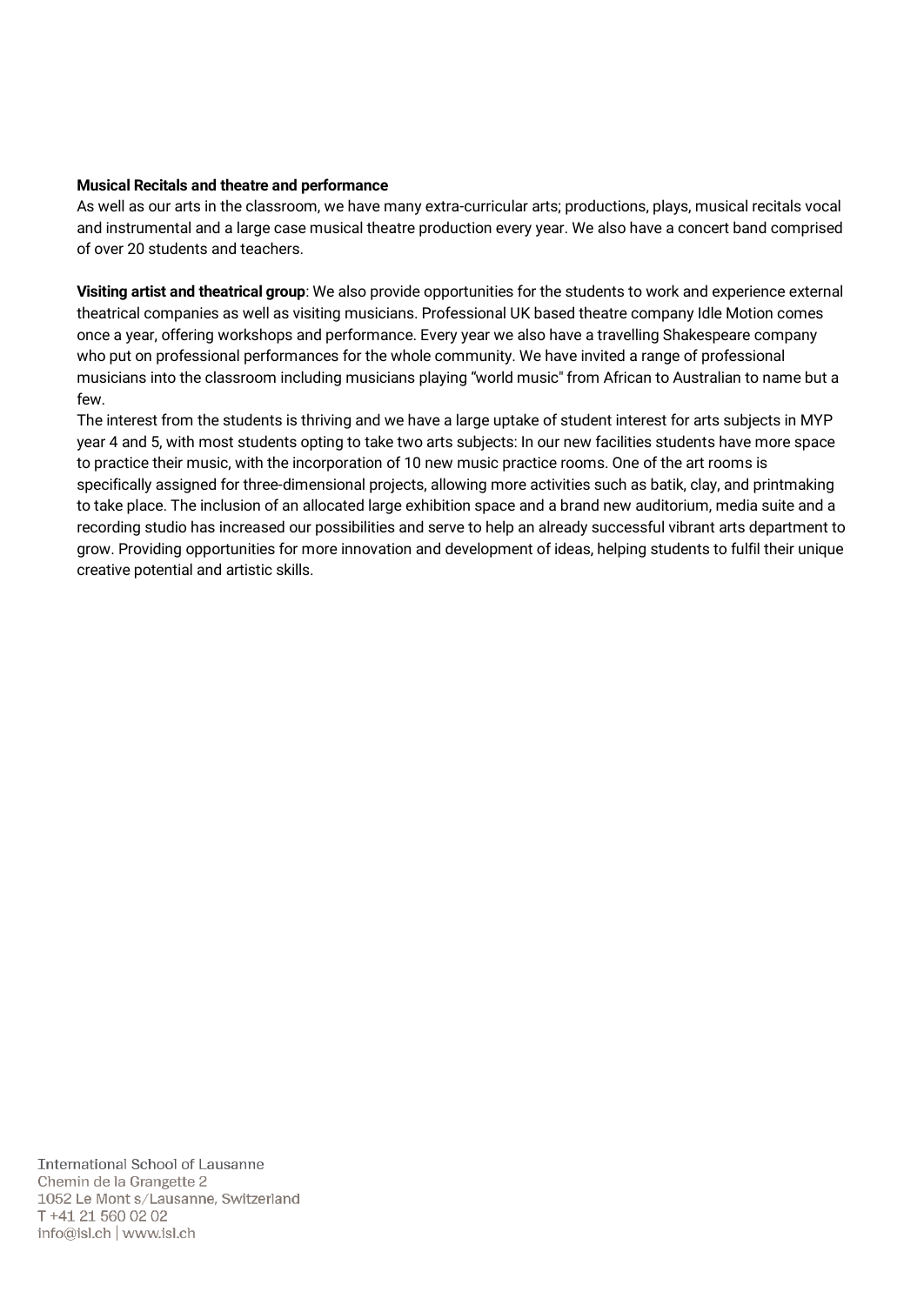**Musical Recitals and theatre and performance**
As well as our arts in the classroom, we have many extra-curricular arts; productions, plays, musical recitals vocal and instrumental and a large case musical theatre production every year. We also have a concert band comprised of over 20 students and teachers.

**Visiting artist and theatrical group**: We also provide opportunities for the students to work and experience external theatrical companies as well as visiting musicians. Professional UK based theatre company Idle Motion comes once a year, offering workshops and performance. Every year we also have a travelling Shakespeare company who put on professional performances for the whole community. We have invited a range of professional musicians into the classroom including musicians playing "world music" from African to Australian to name but a few.
The interest from the students is thriving and we have a large uptake of student interest for arts subjects in MYP year 4 and 5, with most students opting to take two arts subjects: In our new facilities students have more space to practice their music, with the incorporation of 10 new music practice rooms. One of the art rooms is specifically assigned for three-dimensional projects, allowing more activities such as batik, clay, and printmaking to take place. The inclusion of an allocated large exhibition space and a brand new auditorium, media suite and a recording studio has increased our possibilities and serve to help an already successful vibrant arts department to grow. Providing opportunities for more innovation and development of ideas, helping students to fulfil their unique creative potential and artistic skills.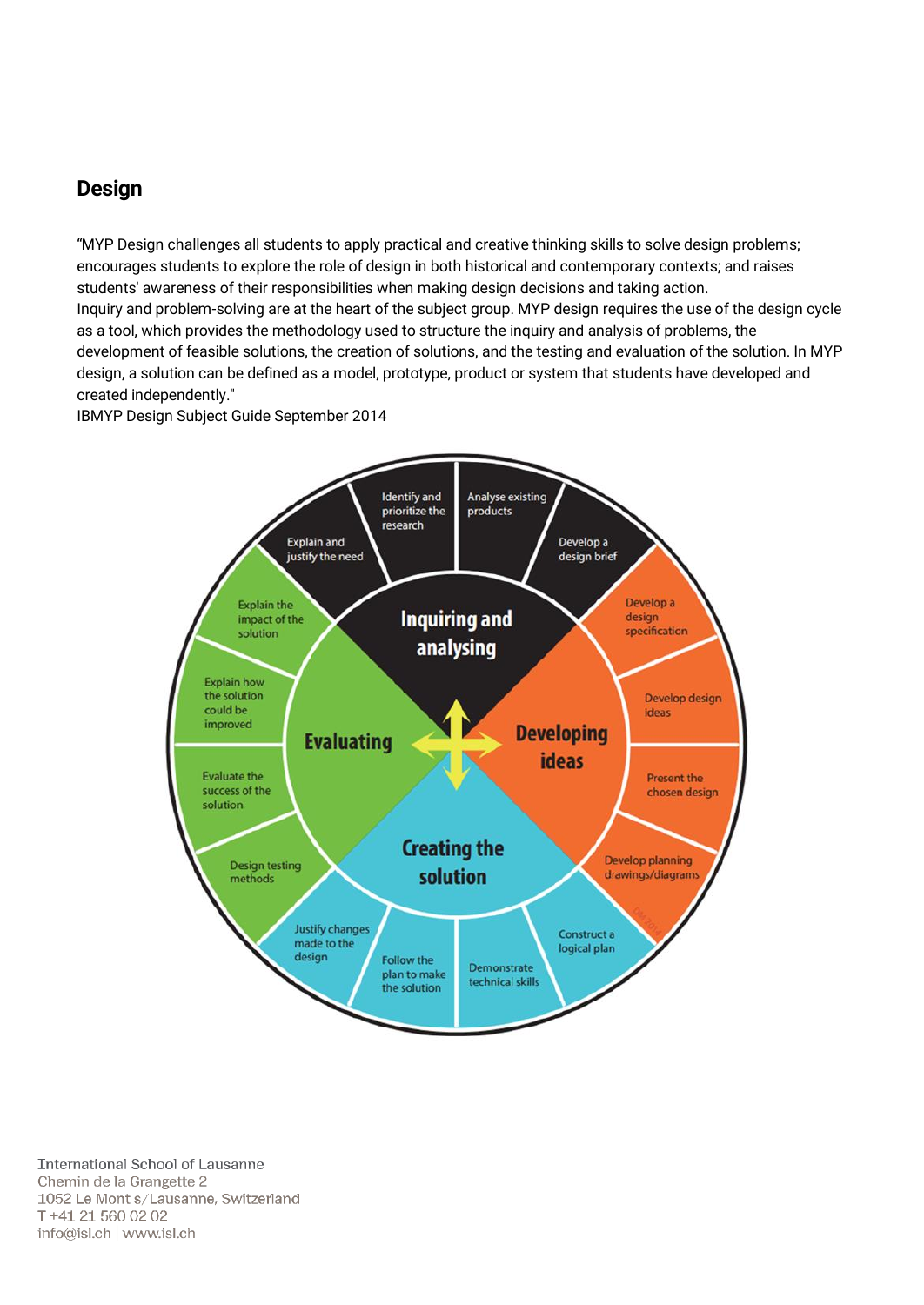## Design

"MYP Design challenges all students to apply practical and creative thinking skills to solve design problems; encourages students to explore the role of design in both historical and contemporary contexts; and raises students' awareness of their responsibilities when making design decisions and taking action.
Inquiry and problem-solving are at the heart of the subject group. MYP design requires the use of the design cycle as a tool, which provides the methodology used to structure the inquiry and analysis of problems, the development of feasible solutions, the creation of solutions, and the testing and evaluation of the solution. In MYP design, a solution can be defined as a model, prototype, product or system that students have developed and created independently."
IBMYP Design Subject Guide September 2014

**Inquiring and analysing**
- Explain and justify the need
- Identify and prioritize the research
- Analyse existing products
- Develop a design brief

**Developing ideas**
- Develop a design specification
- Develop design ideas
- Present the chosen design
- Develop planning drawings/diagrams

**Creating the solution**
- Construct a logical plan
- Demonstrate technical skills
- Follow the plan to make the solution
- Justify changes made to the design

**Evaluating**
- Design testing methods
- Evaluate the success of the solution
- Explain how the solution could be improved
- Explain the impact of the solution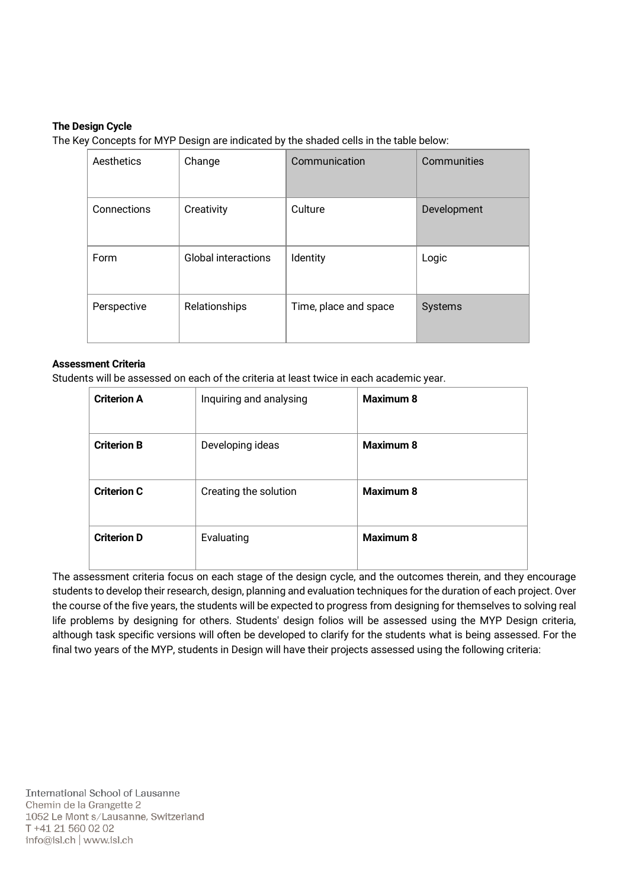**The Design Cycle**

The Key Concepts for MYP Design are indicated by the shaded cells in the table below:

| Aesthetics | Change | Communication | Communities |
|---|---|---|---|
| Connections | Creativity | Culture | Development |
| Form | Global interactions | Identity | Logic |
| Perspective | Relationships | Time, place and space | Systems |

**Assessment Criteria**

Students will be assessed on each of the criteria at least twice in each academic year.

| **Criterion A** | Inquiring and analysing | **Maximum 8** |
|---|---|---|
| **Criterion B** | Developing ideas | **Maximum 8** |
| **Criterion C** | Creating the solution | **Maximum 8** |
| **Criterion D** | Evaluating | **Maximum 8** |

The assessment criteria focus on each stage of the design cycle, and the outcomes therein, and they encourage students to develop their research, design, planning and evaluation techniques for the duration of each project. Over the course of the five years, the students will be expected to progress from designing for themselves to solving real life problems by designing for others. Students' design folios will be assessed using the MYP Design criteria, although task specific versions will often be developed to clarify for the students what is being assessed. For the final two years of the MYP, students in Design will have their projects assessed using the following criteria: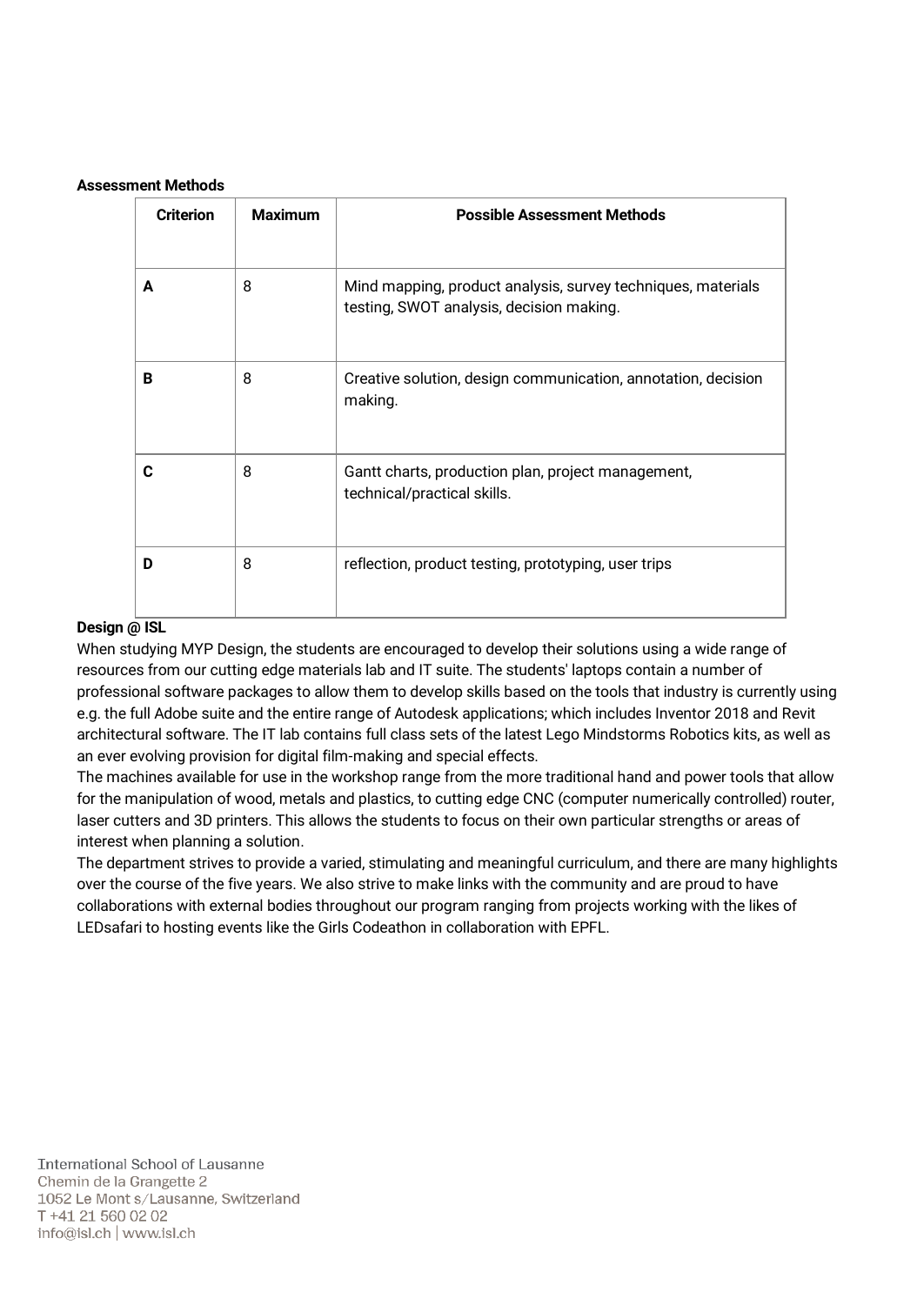**Assessment Methods**

| Criterion | Maximum | Possible Assessment Methods |
|---|---|---|
| **A** | 8 | Mind mapping, product analysis, survey techniques, materials testing, SWOT analysis, decision making. |
| **B** | 8 | Creative solution, design communication, annotation, decision making. |
| **C** | 8 | Gantt charts, production plan, project management, technical/practical skills. |
| **D** | 8 | reflection, product testing, prototyping, user trips |

**Design @ ISL**

When studying MYP Design, the students are encouraged to develop their solutions using a wide range of resources from our cutting edge materials lab and IT suite. The students' laptops contain a number of professional software packages to allow them to develop skills based on the tools that industry is currently using e.g. the full Adobe suite and the entire range of Autodesk applications; which includes Inventor 2018 and Revit architectural software. The IT lab contains full class sets of the latest Lego Mindstorms Robotics kits, as well as an ever evolving provision for digital film-making and special effects.

The machines available for use in the workshop range from the more traditional hand and power tools that allow for the manipulation of wood, metals and plastics, to cutting edge CNC (computer numerically controlled) router, laser cutters and 3D printers. This allows the students to focus on their own particular strengths or areas of interest when planning a solution.

The department strives to provide a varied, stimulating and meaningful curriculum, and there are many highlights over the course of the five years. We also strive to make links with the community and are proud to have collaborations with external bodies throughout our program ranging from projects working with the likes of LEDsafari to hosting events like the Girls Codeathon in collaboration with EPFL.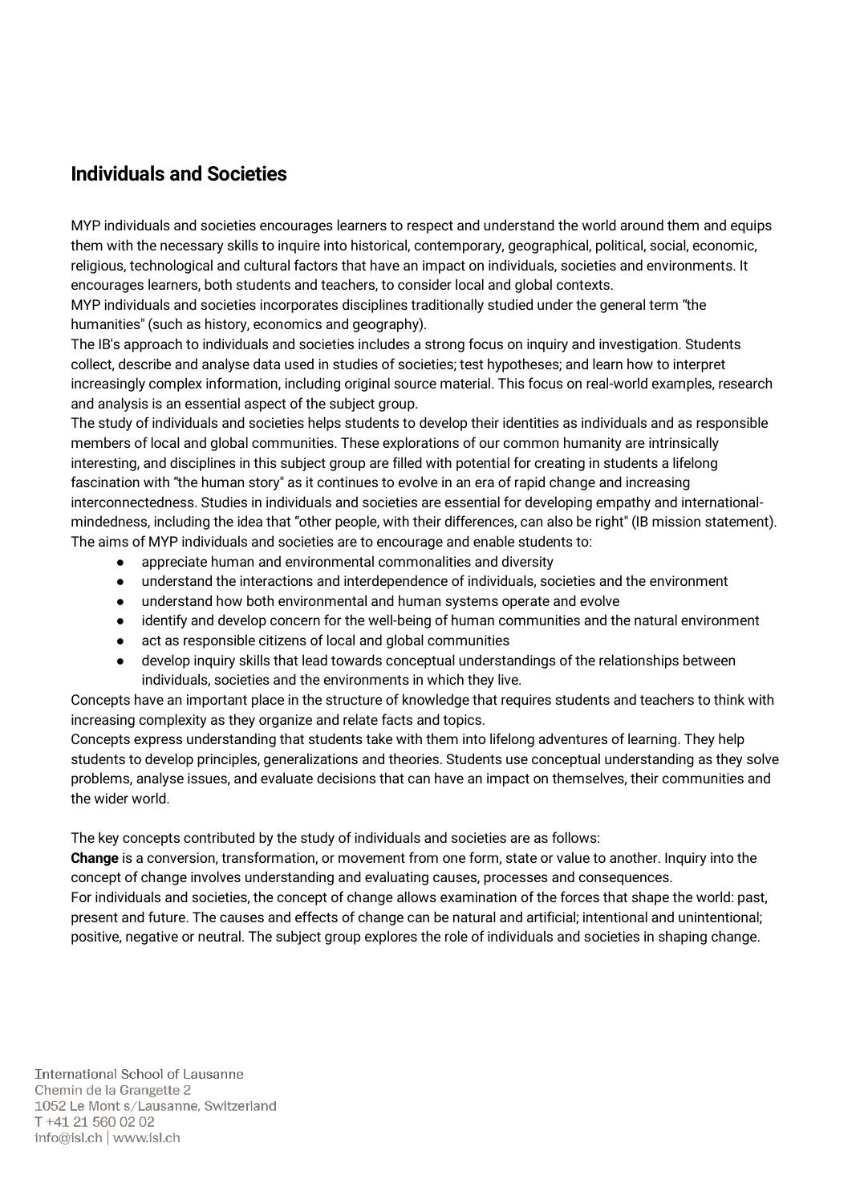## Individuals and Societies

MYP individuals and societies encourages learners to respect and understand the world around them and equips them with the necessary skills to inquire into historical, contemporary, geographical, political, social, economic, religious, technological and cultural factors that have an impact on individuals, societies and environments. It encourages learners, both students and teachers, to consider local and global contexts.

MYP individuals and societies incorporates disciplines traditionally studied under the general term "the humanities" (such as history, economics and geography).

The IB's approach to individuals and societies includes a strong focus on inquiry and investigation. Students collect, describe and analyse data used in studies of societies; test hypotheses; and learn how to interpret increasingly complex information, including original source material. This focus on real-world examples, research and analysis is an essential aspect of the subject group.

The study of individuals and societies helps students to develop their identities as individuals and as responsible members of local and global communities. These explorations of our common humanity are intrinsically interesting, and disciplines in this subject group are filled with potential for creating in students a lifelong fascination with "the human story" as it continues to evolve in an era of rapid change and increasing interconnectedness. Studies in individuals and societies are essential for developing empathy and international-mindedness, including the idea that "other people, with their differences, can also be right" (IB mission statement).

The aims of MYP individuals and societies are to encourage and enable students to:

- appreciate human and environmental commonalities and diversity
- understand the interactions and interdependence of individuals, societies and the environment
- understand how both environmental and human systems operate and evolve
- identify and develop concern for the well-being of human communities and the natural environment
- act as responsible citizens of local and global communities
- develop inquiry skills that lead towards conceptual understandings of the relationships between individuals, societies and the environments in which they live.

Concepts have an important place in the structure of knowledge that requires students and teachers to think with increasing complexity as they organize and relate facts and topics.

Concepts express understanding that students take with them into lifelong adventures of learning. They help students to develop principles, generalizations and theories. Students use conceptual understanding as they solve problems, analyse issues, and evaluate decisions that can have an impact on themselves, their communities and the wider world.

The key concepts contributed by the study of individuals and societies are as follows:

**Change** is a conversion, transformation, or movement from one form, state or value to another. Inquiry into the concept of change involves understanding and evaluating causes, processes and consequences.

For individuals and societies, the concept of change allows examination of the forces that shape the world: past, present and future. The causes and effects of change can be natural and artificial; intentional and unintentional; positive, negative or neutral. The subject group explores the role of individuals and societies in shaping change.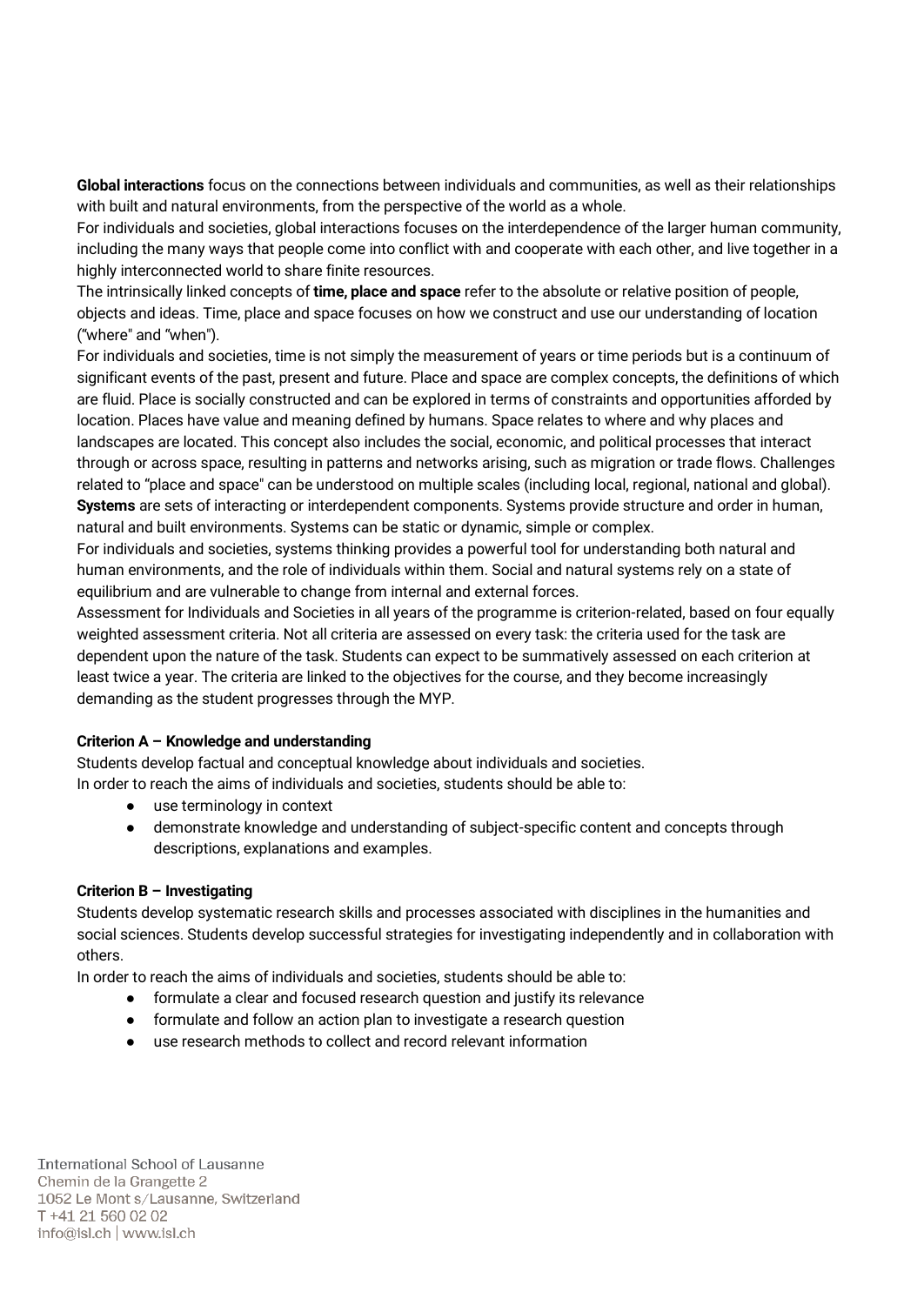**Global interactions** focus on the connections between individuals and communities, as well as their relationships with built and natural environments, from the perspective of the world as a whole.

For individuals and societies, global interactions focuses on the interdependence of the larger human community, including the many ways that people come into conflict with and cooperate with each other, and live together in a highly interconnected world to share finite resources.

The intrinsically linked concepts of **time, place and space** refer to the absolute or relative position of people, objects and ideas. Time, place and space focuses on how we construct and use our understanding of location ("where" and "when").

For individuals and societies, time is not simply the measurement of years or time periods but is a continuum of significant events of the past, present and future. Place and space are complex concepts, the definitions of which are fluid. Place is socially constructed and can be explored in terms of constraints and opportunities afforded by location. Places have value and meaning defined by humans. Space relates to where and why places and landscapes are located. This concept also includes the social, economic, and political processes that interact through or across space, resulting in patterns and networks arising, such as migration or trade flows. Challenges related to "place and space" can be understood on multiple scales (including local, regional, national and global).

**Systems** are sets of interacting or interdependent components. Systems provide structure and order in human, natural and built environments. Systems can be static or dynamic, simple or complex.

For individuals and societies, systems thinking provides a powerful tool for understanding both natural and human environments, and the role of individuals within them. Social and natural systems rely on a state of equilibrium and are vulnerable to change from internal and external forces.

Assessment for Individuals and Societies in all years of the programme is criterion-related, based on four equally weighted assessment criteria. Not all criteria are assessed on every task: the criteria used for the task are dependent upon the nature of the task. Students can expect to be summatively assessed on each criterion at least twice a year. The criteria are linked to the objectives for the course, and they become increasingly demanding as the student progresses through the MYP.

**Criterion A – Knowledge and understanding**

Students develop factual and conceptual knowledge about individuals and societies.

In order to reach the aims of individuals and societies, students should be able to:

- use terminology in context
- demonstrate knowledge and understanding of subject-specific content and concepts through descriptions, explanations and examples.

**Criterion B – Investigating**

Students develop systematic research skills and processes associated with disciplines in the humanities and social sciences. Students develop successful strategies for investigating independently and in collaboration with others.

In order to reach the aims of individuals and societies, students should be able to:

- formulate a clear and focused research question and justify its relevance
- formulate and follow an action plan to investigate a research question
- use research methods to collect and record relevant information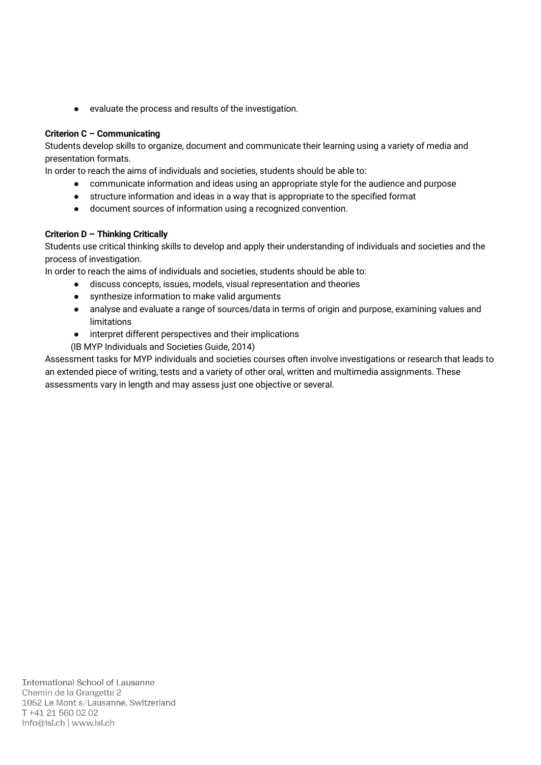- evaluate the process and results of the investigation.

**Criterion C – Communicating**

Students develop skills to organize, document and communicate their learning using a variety of media and presentation formats.

In order to reach the aims of individuals and societies, students should be able to:

- communicate information and ideas using an appropriate style for the audience and purpose
- structure information and ideas in a way that is appropriate to the specified format
- document sources of information using a recognized convention.

**Criterion D – Thinking Critically**

Students use critical thinking skills to develop and apply their understanding of individuals and societies and the process of investigation.

In order to reach the aims of individuals and societies, students should be able to:

- discuss concepts, issues, models, visual representation and theories
- synthesize information to make valid arguments
- analyse and evaluate a range of sources/data in terms of origin and purpose, examining values and limitations
- interpret different perspectives and their implications

(IB MYP Individuals and Societies Guide, 2014)

Assessment tasks for MYP individuals and societies courses often involve investigations or research that leads to an extended piece of writing, tests and a variety of other oral, written and multimedia assignments. These assessments vary in length and may assess just one objective or several.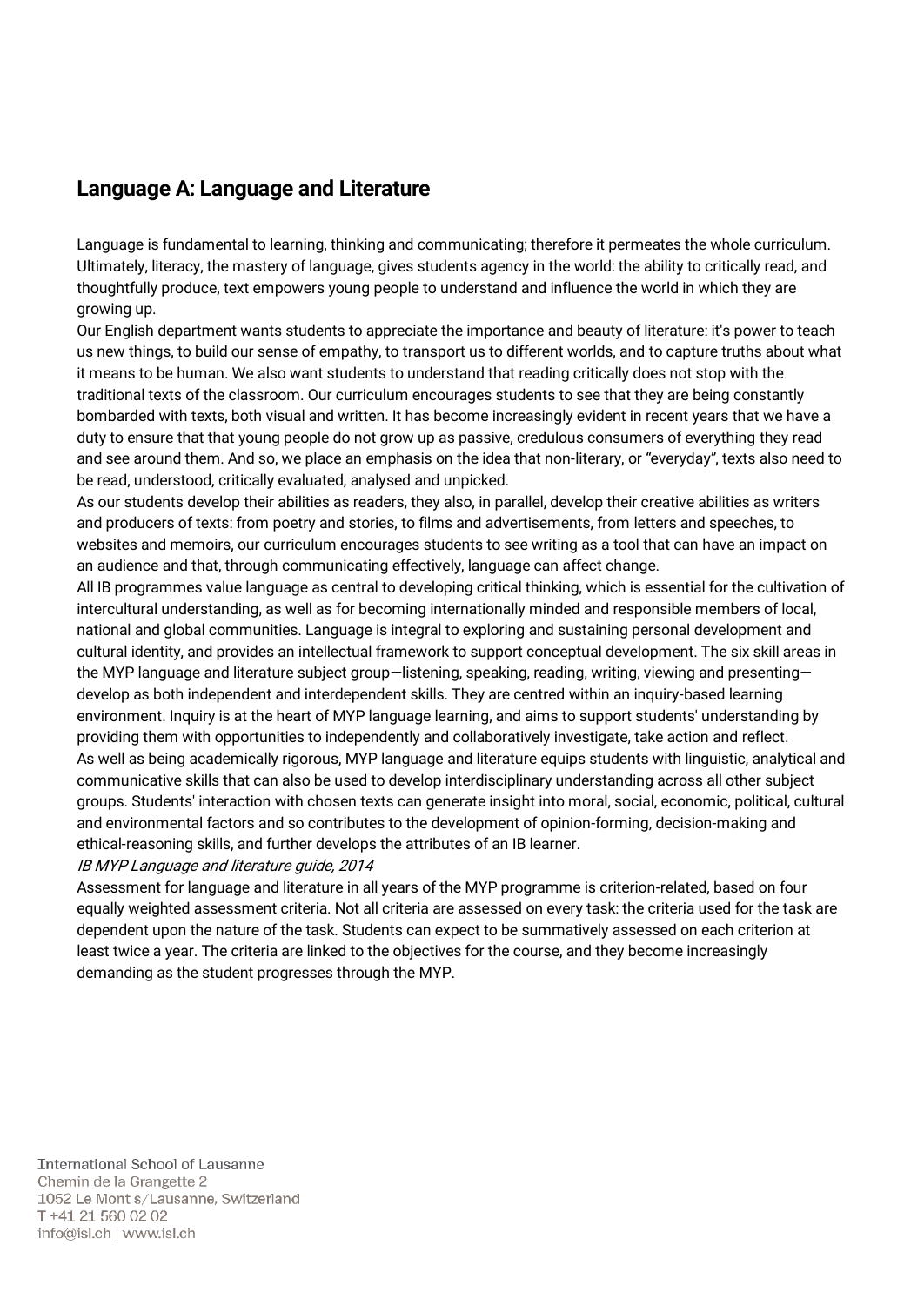## Language A: Language and Literature

Language is fundamental to learning, thinking and communicating; therefore it permeates the whole curriculum. Ultimately, literacy, the mastery of language, gives students agency in the world: the ability to critically read, and thoughtfully produce, text empowers young people to understand and influence the world in which they are growing up.

Our English department wants students to appreciate the importance and beauty of literature: it's power to teach us new things, to build our sense of empathy, to transport us to different worlds, and to capture truths about what it means to be human. We also want students to understand that reading critically does not stop with the traditional texts of the classroom. Our curriculum encourages students to see that they are being constantly bombarded with texts, both visual and written. It has become increasingly evident in recent years that we have a duty to ensure that that young people do not grow up as passive, credulous consumers of everything they read and see around them. And so, we place an emphasis on the idea that non-literary, or "everyday", texts also need to be read, understood, critically evaluated, analysed and unpicked.

As our students develop their abilities as readers, they also, in parallel, develop their creative abilities as writers and producers of texts: from poetry and stories, to films and advertisements, from letters and speeches, to websites and memoirs, our curriculum encourages students to see writing as a tool that can have an impact on an audience and that, through communicating effectively, language can affect change.

All IB programmes value language as central to developing critical thinking, which is essential for the cultivation of intercultural understanding, as well as for becoming internationally minded and responsible members of local, national and global communities. Language is integral to exploring and sustaining personal development and cultural identity, and provides an intellectual framework to support conceptual development. The six skill areas in the MYP language and literature subject group—listening, speaking, reading, writing, viewing and presenting—develop as both independent and interdependent skills. They are centred within an inquiry-based learning environment. Inquiry is at the heart of MYP language learning, and aims to support students' understanding by providing them with opportunities to independently and collaboratively investigate, take action and reflect.

As well as being academically rigorous, MYP language and literature equips students with linguistic, analytical and communicative skills that can also be used to develop interdisciplinary understanding across all other subject groups. Students' interaction with chosen texts can generate insight into moral, social, economic, political, cultural and environmental factors and so contributes to the development of opinion-forming, decision-making and ethical-reasoning skills, and further develops the attributes of an IB learner.

*IB MYP Language and literature guide, 2014*

Assessment for language and literature in all years of the MYP programme is criterion-related, based on four equally weighted assessment criteria. Not all criteria are assessed on every task: the criteria used for the task are dependent upon the nature of the task. Students can expect to be summatively assessed on each criterion at least twice a year. The criteria are linked to the objectives for the course, and they become increasingly demanding as the student progresses through the MYP.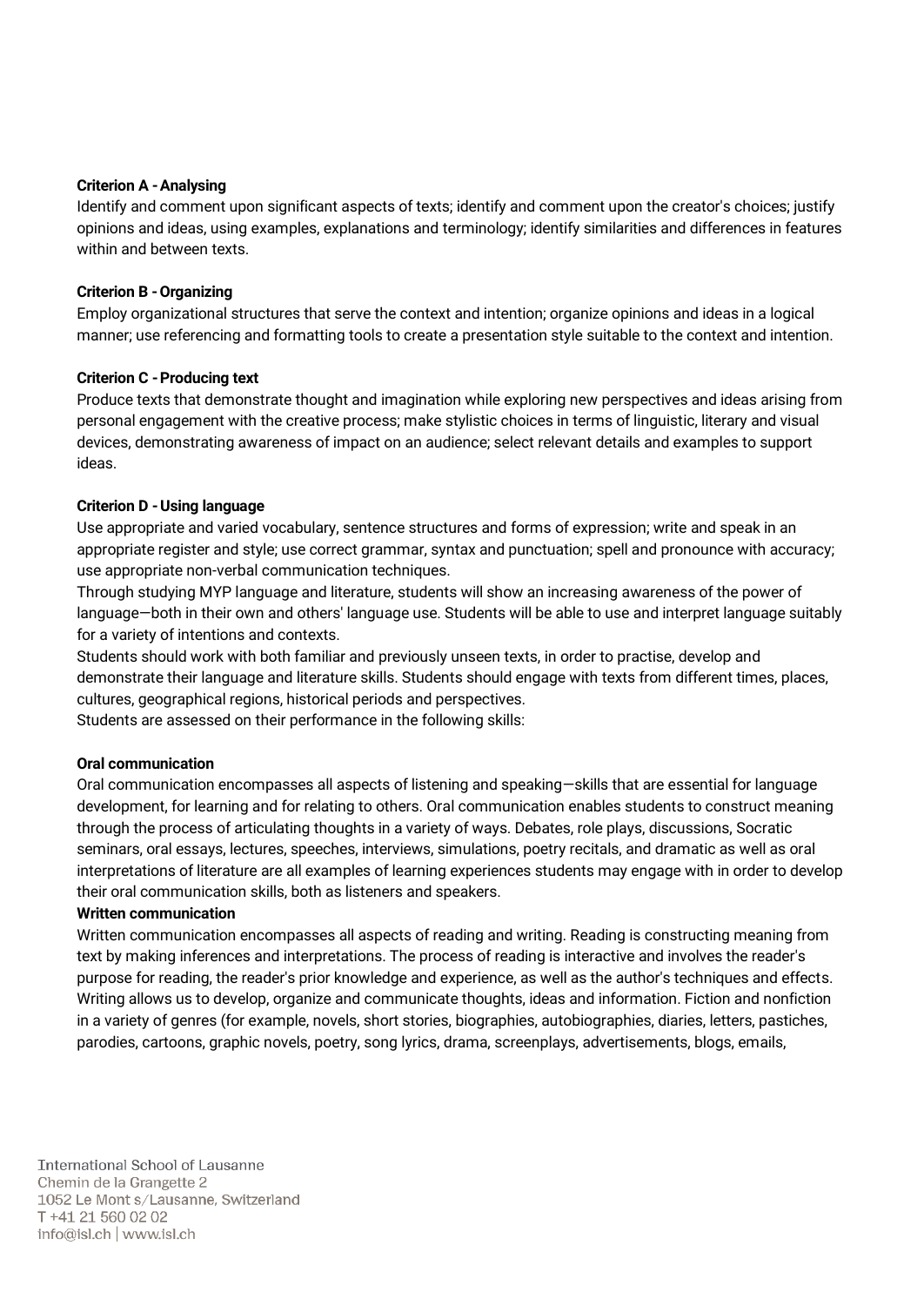**Criterion A - Analysing**

Identify and comment upon significant aspects of texts; identify and comment upon the creator's choices; justify opinions and ideas, using examples, explanations and terminology; identify similarities and differences in features within and between texts.

**Criterion B - Organizing**

Employ organizational structures that serve the context and intention; organize opinions and ideas in a logical manner; use referencing and formatting tools to create a presentation style suitable to the context and intention.

**Criterion C - Producing text**

Produce texts that demonstrate thought and imagination while exploring new perspectives and ideas arising from personal engagement with the creative process; make stylistic choices in terms of linguistic, literary and visual devices, demonstrating awareness of impact on an audience; select relevant details and examples to support ideas.

**Criterion D - Using language**

Use appropriate and varied vocabulary, sentence structures and forms of expression; write and speak in an appropriate register and style; use correct grammar, syntax and punctuation; spell and pronounce with accuracy; use appropriate non-verbal communication techniques.

Through studying MYP language and literature, students will show an increasing awareness of the power of language—both in their own and others' language use. Students will be able to use and interpret language suitably for a variety of intentions and contexts.

Students should work with both familiar and previously unseen texts, in order to practise, develop and demonstrate their language and literature skills. Students should engage with texts from different times, places, cultures, geographical regions, historical periods and perspectives.

Students are assessed on their performance in the following skills:

**Oral communication**

Oral communication encompasses all aspects of listening and speaking—skills that are essential for language development, for learning and for relating to others. Oral communication enables students to construct meaning through the process of articulating thoughts in a variety of ways. Debates, role plays, discussions, Socratic seminars, oral essays, lectures, speeches, interviews, simulations, poetry recitals, and dramatic as well as oral interpretations of literature are all examples of learning experiences students may engage with in order to develop their oral communication skills, both as listeners and speakers.

**Written communication**

Written communication encompasses all aspects of reading and writing. Reading is constructing meaning from text by making inferences and interpretations. The process of reading is interactive and involves the reader's purpose for reading, the reader's prior knowledge and experience, as well as the author's techniques and effects. Writing allows us to develop, organize and communicate thoughts, ideas and information. Fiction and nonfiction in a variety of genres (for example, novels, short stories, biographies, autobiographies, diaries, letters, pastiches, parodies, cartoons, graphic novels, poetry, song lyrics, drama, screenplays, advertisements, blogs, emails,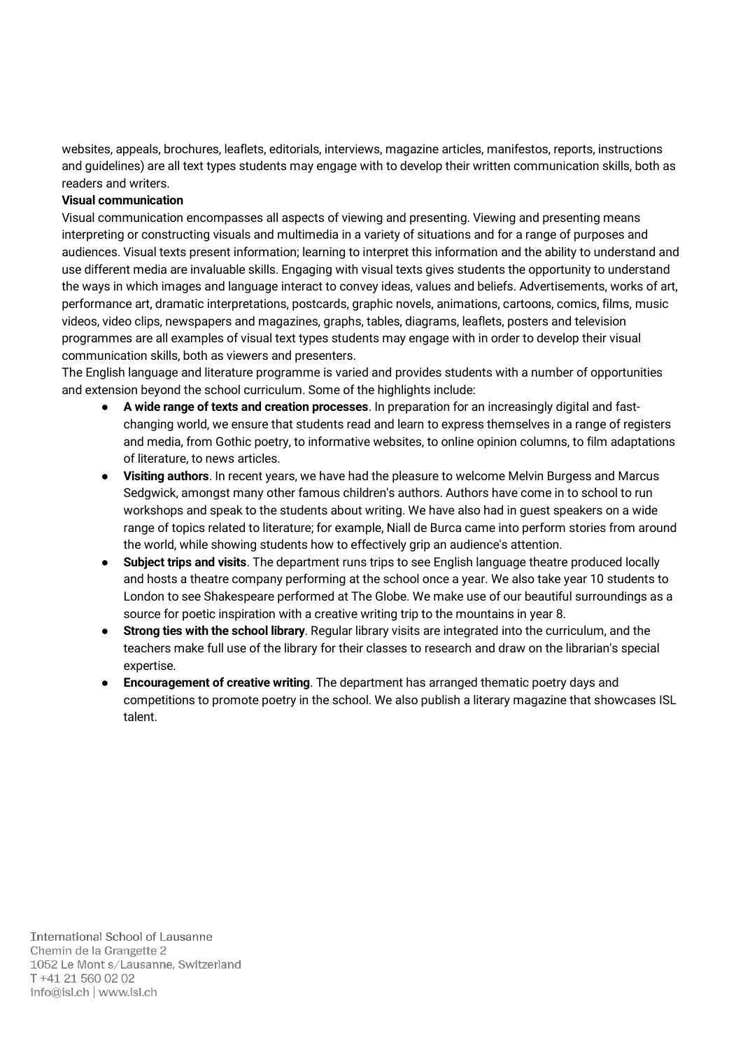websites, appeals, brochures, leaflets, editorials, interviews, magazine articles, manifestos, reports, instructions and guidelines) are all text types students may engage with to develop their written communication skills, both as readers and writers.

**Visual communication**

Visual communication encompasses all aspects of viewing and presenting. Viewing and presenting means interpreting or constructing visuals and multimedia in a variety of situations and for a range of purposes and audiences. Visual texts present information; learning to interpret this information and the ability to understand and use different media are invaluable skills. Engaging with visual texts gives students the opportunity to understand the ways in which images and language interact to convey ideas, values and beliefs. Advertisements, works of art, performance art, dramatic interpretations, postcards, graphic novels, animations, cartoons, comics, films, music videos, video clips, newspapers and magazines, graphs, tables, diagrams, leaflets, posters and television programmes are all examples of visual text types students may engage with in order to develop their visual communication skills, both as viewers and presenters.

The English language and literature programme is varied and provides students with a number of opportunities and extension beyond the school curriculum. Some of the highlights include:

- **A wide range of texts and creation processes**. In preparation for an increasingly digital and fast-changing world, we ensure that students read and learn to express themselves in a range of registers and media, from Gothic poetry, to informative websites, to online opinion columns, to film adaptations of literature, to news articles.
- **Visiting authors**. In recent years, we have had the pleasure to welcome Melvin Burgess and Marcus Sedgwick, amongst many other famous children's authors. Authors have come in to school to run workshops and speak to the students about writing. We have also had in guest speakers on a wide range of topics related to literature; for example, Niall de Burca came into perform stories from around the world, while showing students how to effectively grip an audience's attention.
- **Subject trips and visits**. The department runs trips to see English language theatre produced locally and hosts a theatre company performing at the school once a year. We also take year 10 students to London to see Shakespeare performed at The Globe. We make use of our beautiful surroundings as a source for poetic inspiration with a creative writing trip to the mountains in year 8.
- **Strong ties with the school library**. Regular library visits are integrated into the curriculum, and the teachers make full use of the library for their classes to research and draw on the librarian's special expertise.
- **Encouragement of creative writing**. The department has arranged thematic poetry days and competitions to promote poetry in the school. We also publish a literary magazine that showcases ISL talent.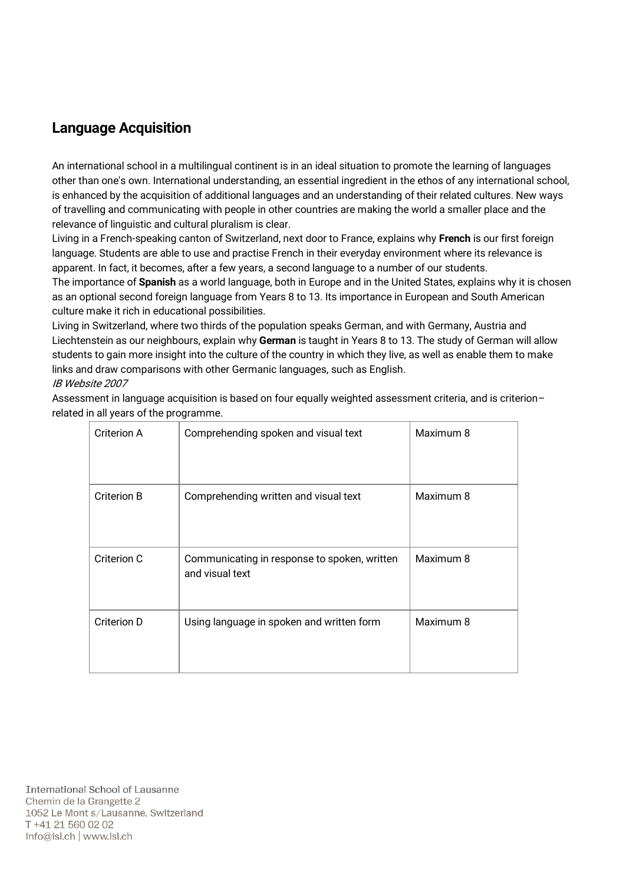## Language Acquisition

An international school in a multilingual continent is in an ideal situation to promote the learning of languages other than one's own. International understanding, an essential ingredient in the ethos of any international school, is enhanced by the acquisition of additional languages and an understanding of their related cultures. New ways of travelling and communicating with people in other countries are making the world a smaller place and the relevance of linguistic and cultural pluralism is clear.

Living in a French-speaking canton of Switzerland, next door to France, explains why **French** is our first foreign language. Students are able to use and practise French in their everyday environment where its relevance is apparent. In fact, it becomes, after a few years, a second language to a number of our students.

The importance of **Spanish** as a world language, both in Europe and in the United States, explains why it is chosen as an optional second foreign language from Years 8 to 13. Its importance in European and South American culture make it rich in educational possibilities.

Living in Switzerland, where two thirds of the population speaks German, and with Germany, Austria and Liechtenstein as our neighbours, explain why **German** is taught in Years 8 to 13. The study of German will allow students to gain more insight into the culture of the country in which they live, as well as enable them to make links and draw comparisons with other Germanic languages, such as English.

*IB Website 2007*

Assessment in language acquisition is based on four equally weighted assessment criteria, and is criterion–related in all years of the programme.

| Criterion | Description | Maximum |
|---|---|---|
| Criterion A | Comprehending spoken and visual text | Maximum 8 |
| Criterion B | Comprehending written and visual text | Maximum 8 |
| Criterion C | Communicating in response to spoken, written and visual text | Maximum 8 |
| Criterion D | Using language in spoken and written form | Maximum 8 |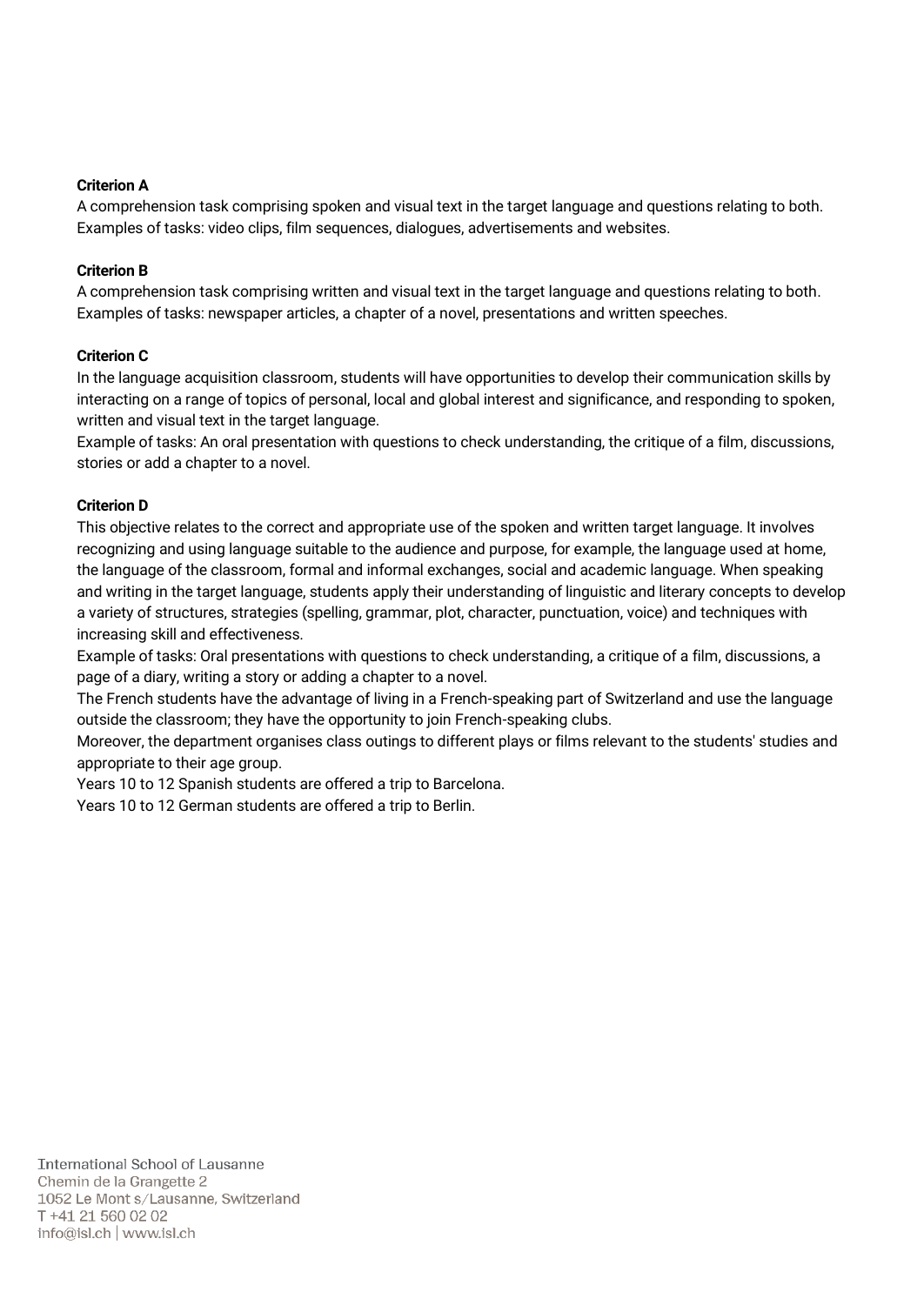**Criterion A**

A comprehension task comprising spoken and visual text in the target language and questions relating to both. Examples of tasks: video clips, film sequences, dialogues, advertisements and websites.

**Criterion B**

A comprehension task comprising written and visual text in the target language and questions relating to both. Examples of tasks: newspaper articles, a chapter of a novel, presentations and written speeches.

**Criterion C**

In the language acquisition classroom, students will have opportunities to develop their communication skills by interacting on a range of topics of personal, local and global interest and significance, and responding to spoken, written and visual text in the target language.

Example of tasks: An oral presentation with questions to check understanding, the critique of a film, discussions, stories or add a chapter to a novel.

**Criterion D**

This objective relates to the correct and appropriate use of the spoken and written target language. It involves recognizing and using language suitable to the audience and purpose, for example, the language used at home, the language of the classroom, formal and informal exchanges, social and academic language. When speaking and writing in the target language, students apply their understanding of linguistic and literary concepts to develop a variety of structures, strategies (spelling, grammar, plot, character, punctuation, voice) and techniques with increasing skill and effectiveness.

Example of tasks: Oral presentations with questions to check understanding, a critique of a film, discussions, a page of a diary, writing a story or adding a chapter to a novel.

The French students have the advantage of living in a French-speaking part of Switzerland and use the language outside the classroom; they have the opportunity to join French-speaking clubs.

Moreover, the department organises class outings to different plays or films relevant to the students' studies and appropriate to their age group.

Years 10 to 12 Spanish students are offered a trip to Barcelona.

Years 10 to 12 German students are offered a trip to Berlin.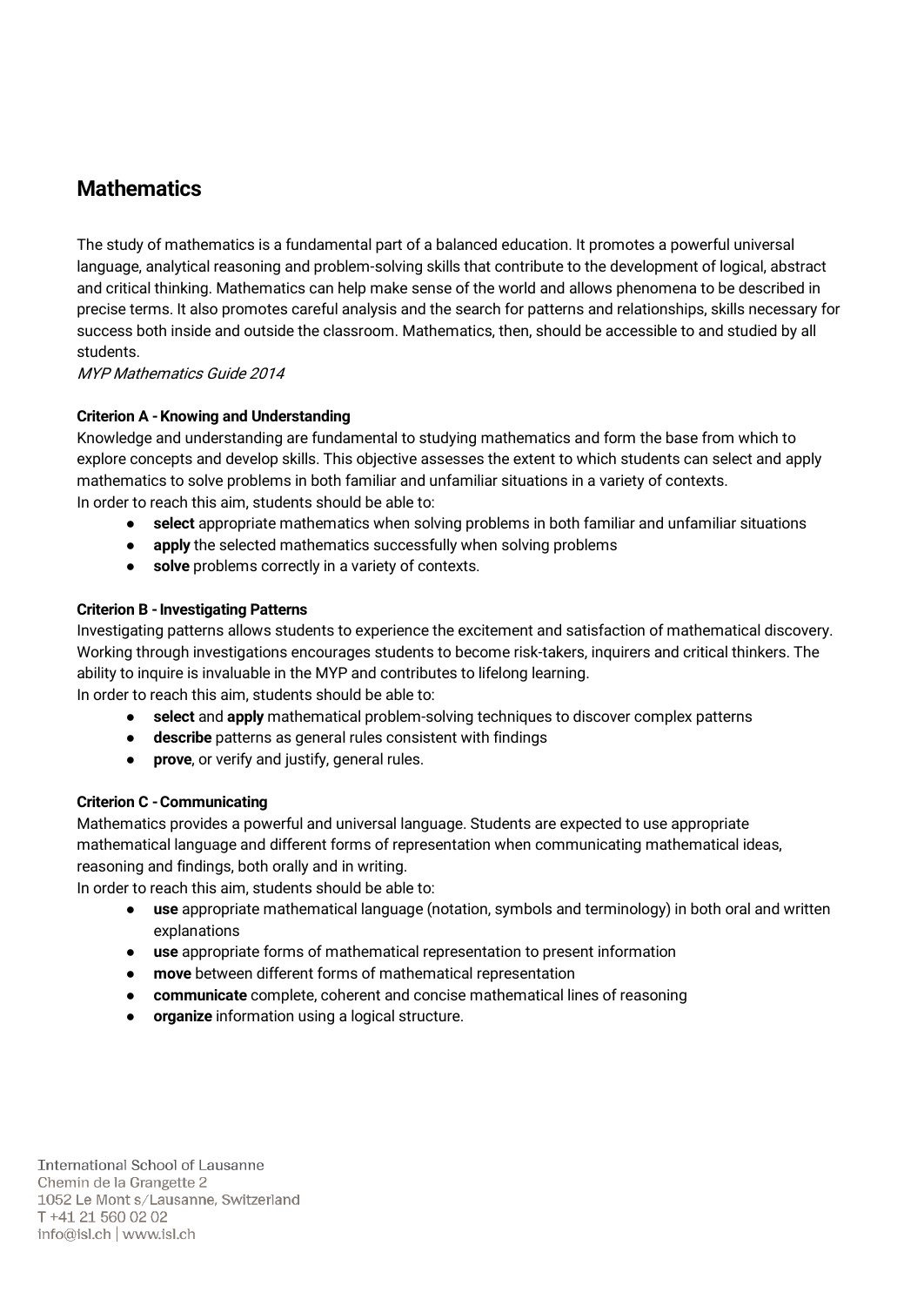## Mathematics

The study of mathematics is a fundamental part of a balanced education. It promotes a powerful universal language, analytical reasoning and problem-solving skills that contribute to the development of logical, abstract and critical thinking. Mathematics can help make sense of the world and allows phenomena to be described in precise terms. It also promotes careful analysis and the search for patterns and relationships, skills necessary for success both inside and outside the classroom. Mathematics, then, should be accessible to and studied by all students.
*MYP Mathematics Guide 2014*

**Criterion A - Knowing and Understanding**
Knowledge and understanding are fundamental to studying mathematics and form the base from which to explore concepts and develop skills. This objective assesses the extent to which students can select and apply mathematics to solve problems in both familiar and unfamiliar situations in a variety of contexts.
In order to reach this aim, students should be able to:

- **select** appropriate mathematics when solving problems in both familiar and unfamiliar situations
- **apply** the selected mathematics successfully when solving problems
- **solve** problems correctly in a variety of contexts.

**Criterion B - Investigating Patterns**
Investigating patterns allows students to experience the excitement and satisfaction of mathematical discovery. Working through investigations encourages students to become risk-takers, inquirers and critical thinkers. The ability to inquire is invaluable in the MYP and contributes to lifelong learning.
In order to reach this aim, students should be able to:

- **select** and **apply** mathematical problem-solving techniques to discover complex patterns
- **describe** patterns as general rules consistent with findings
- **prove**, or verify and justify, general rules.

**Criterion C - Communicating**
Mathematics provides a powerful and universal language. Students are expected to use appropriate mathematical language and different forms of representation when communicating mathematical ideas, reasoning and findings, both orally and in writing.
In order to reach this aim, students should be able to:

- **use** appropriate mathematical language (notation, symbols and terminology) in both oral and written explanations
- **use** appropriate forms of mathematical representation to present information
- **move** between different forms of mathematical representation
- **communicate** complete, coherent and concise mathematical lines of reasoning
- **organize** information using a logical structure.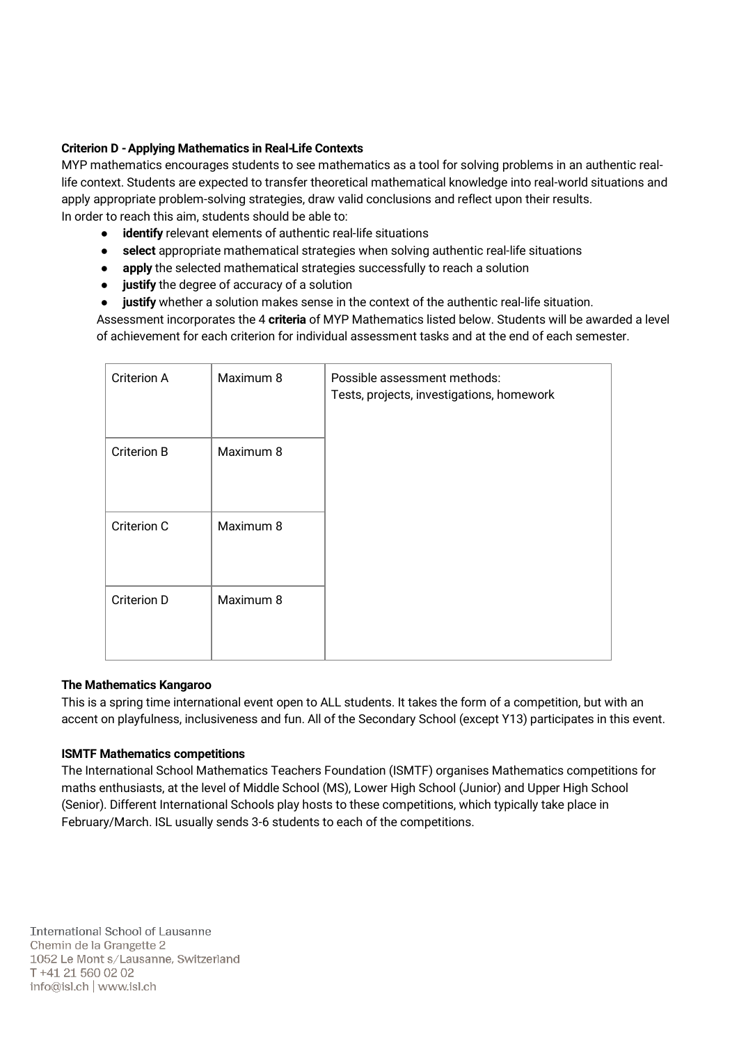**Criterion D - Applying Mathematics in Real-Life Contexts**

MYP mathematics encourages students to see mathematics as a tool for solving problems in an authentic real-life context. Students are expected to transfer theoretical mathematical knowledge into real-world situations and apply appropriate problem-solving strategies, draw valid conclusions and reflect upon their results.

In order to reach this aim, students should be able to:

- **identify** relevant elements of authentic real-life situations
- **select** appropriate mathematical strategies when solving authentic real-life situations
- **apply** the selected mathematical strategies successfully to reach a solution
- **justify** the degree of accuracy of a solution
- **justify** whether a solution makes sense in the context of the authentic real-life situation.

Assessment incorporates the 4 **criteria** of MYP Mathematics listed below. Students will be awarded a level of achievement for each criterion for individual assessment tasks and at the end of each semester.

| Criterion A | Maximum 8 | Possible assessment methods: Tests, projects, investigations, homework |
|---|---|---|
| Criterion B | Maximum 8 | |
| Criterion C | Maximum 8 | |
| Criterion D | Maximum 8 | |

**The Mathematics Kangaroo**

This is a spring time international event open to ALL students. It takes the form of a competition, but with an accent on playfulness, inclusiveness and fun. All of the Secondary School (except Y13) participates in this event.

**ISMTF Mathematics competitions**

The International School Mathematics Teachers Foundation (ISMTF) organises Mathematics competitions for maths enthusiasts, at the level of Middle School (MS), Lower High School (Junior) and Upper High School (Senior). Different International Schools play hosts to these competitions, which typically take place in February/March. ISL usually sends 3-6 students to each of the competitions.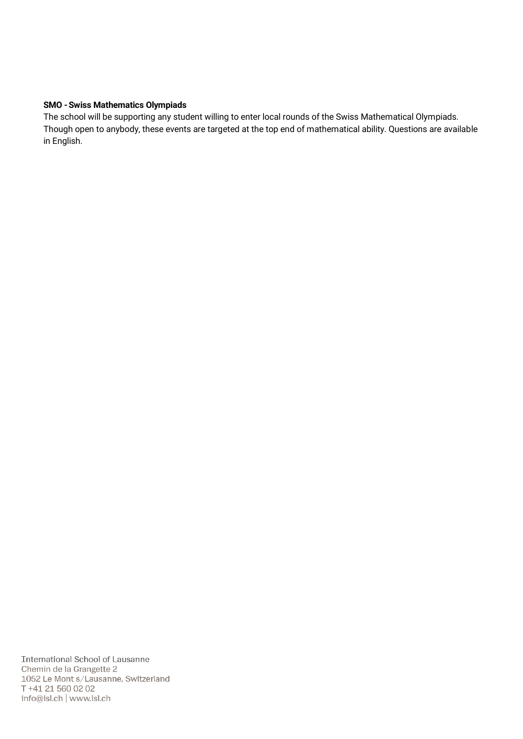**SMO - Swiss Mathematics Olympiads**

The school will be supporting any student willing to enter local rounds of the Swiss Mathematical Olympiads. Though open to anybody, these events are targeted at the top end of mathematical ability. Questions are available in English.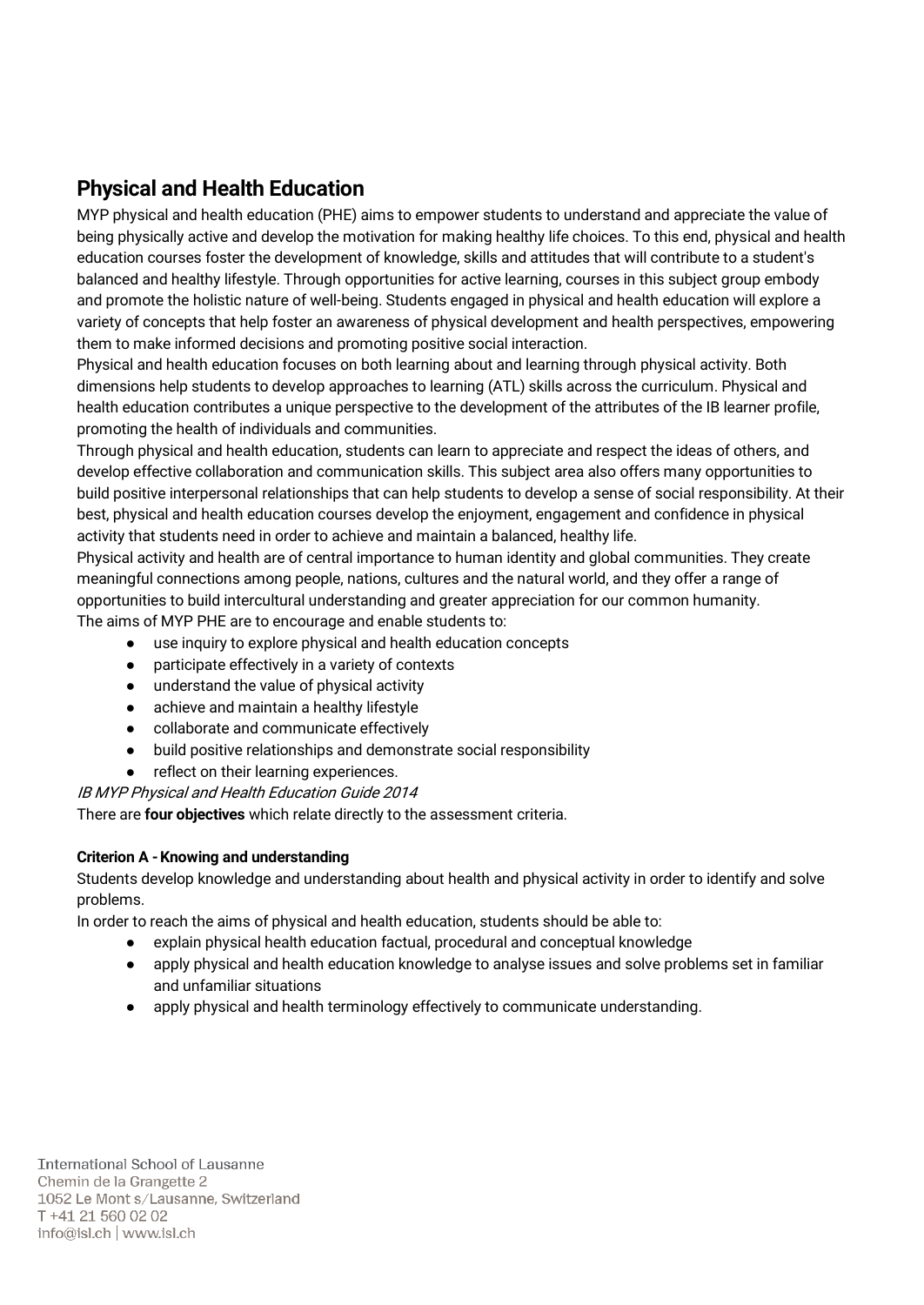## Physical and Health Education

MYP physical and health education (PHE) aims to empower students to understand and appreciate the value of being physically active and develop the motivation for making healthy life choices. To this end, physical and health education courses foster the development of knowledge, skills and attitudes that will contribute to a student's balanced and healthy lifestyle. Through opportunities for active learning, courses in this subject group embody and promote the holistic nature of well-being. Students engaged in physical and health education will explore a variety of concepts that help foster an awareness of physical development and health perspectives, empowering them to make informed decisions and promoting positive social interaction.

Physical and health education focuses on both learning about and learning through physical activity. Both dimensions help students to develop approaches to learning (ATL) skills across the curriculum. Physical and health education contributes a unique perspective to the development of the attributes of the IB learner profile, promoting the health of individuals and communities.

Through physical and health education, students can learn to appreciate and respect the ideas of others, and develop effective collaboration and communication skills. This subject area also offers many opportunities to build positive interpersonal relationships that can help students to develop a sense of social responsibility. At their best, physical and health education courses develop the enjoyment, engagement and confidence in physical activity that students need in order to achieve and maintain a balanced, healthy life.

Physical activity and health are of central importance to human identity and global communities. They create meaningful connections among people, nations, cultures and the natural world, and they offer a range of opportunities to build intercultural understanding and greater appreciation for our common humanity.

The aims of MYP PHE are to encourage and enable students to:

- use inquiry to explore physical and health education concepts
- participate effectively in a variety of contexts
- understand the value of physical activity
- achieve and maintain a healthy lifestyle
- collaborate and communicate effectively
- build positive relationships and demonstrate social responsibility
- reflect on their learning experiences.

*IB MYP Physical and Health Education Guide 2014*

There are **four objectives** which relate directly to the assessment criteria.

**Criterion A - Knowing and understanding**

Students develop knowledge and understanding about health and physical activity in order to identify and solve problems.

In order to reach the aims of physical and health education, students should be able to:

- explain physical health education factual, procedural and conceptual knowledge
- apply physical and health education knowledge to analyse issues and solve problems set in familiar and unfamiliar situations
- apply physical and health terminology effectively to communicate understanding.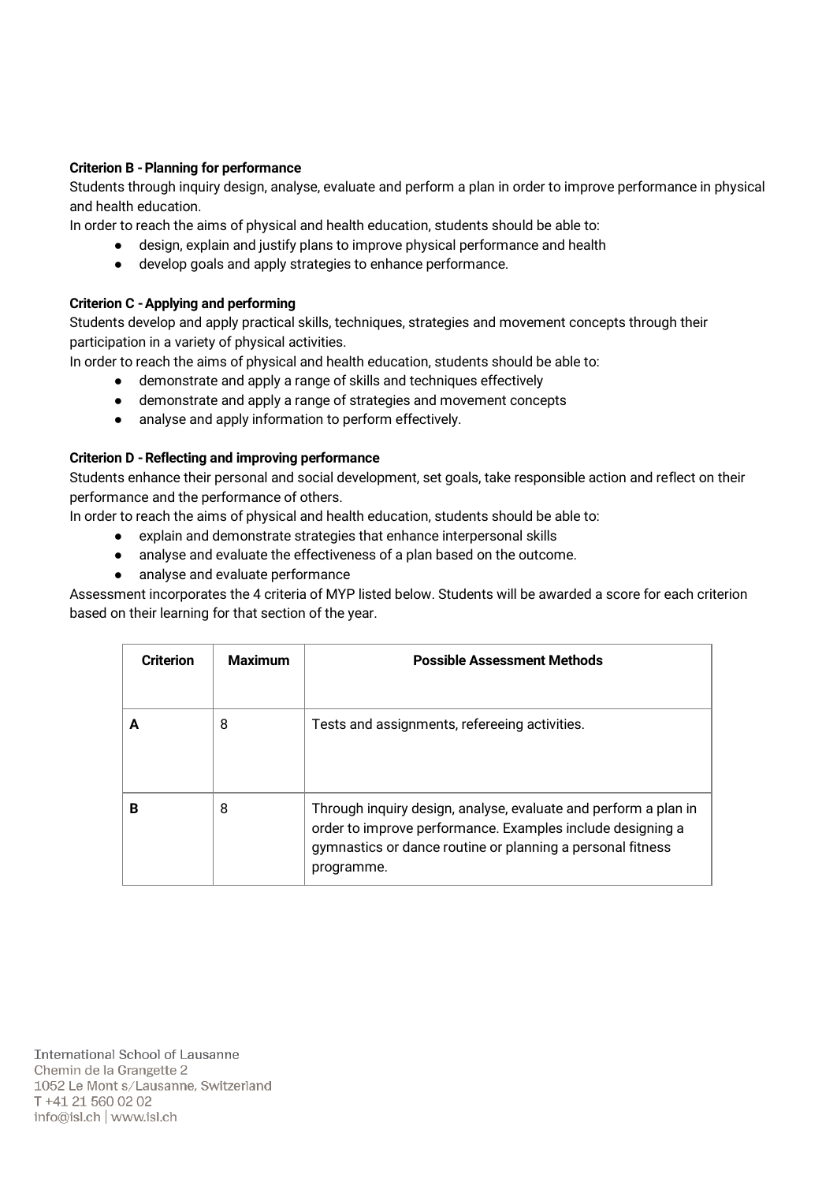**Criterion B - Planning for performance**

Students through inquiry design, analyse, evaluate and perform a plan in order to improve performance in physical and health education.

In order to reach the aims of physical and health education, students should be able to:

- design, explain and justify plans to improve physical performance and health
- develop goals and apply strategies to enhance performance.

**Criterion C - Applying and performing**

Students develop and apply practical skills, techniques, strategies and movement concepts through their participation in a variety of physical activities.

In order to reach the aims of physical and health education, students should be able to:

- demonstrate and apply a range of skills and techniques effectively
- demonstrate and apply a range of strategies and movement concepts
- analyse and apply information to perform effectively.

**Criterion D - Reflecting and improving performance**

Students enhance their personal and social development, set goals, take responsible action and reflect on their performance and the performance of others.

In order to reach the aims of physical and health education, students should be able to:

- explain and demonstrate strategies that enhance interpersonal skills
- analyse and evaluate the effectiveness of a plan based on the outcome.
- analyse and evaluate performance

Assessment incorporates the 4 criteria of MYP listed below. Students will be awarded a score for each criterion based on their learning for that section of the year.

| Criterion | Maximum | Possible Assessment Methods |
|---|---|---|
| **A** | 8 | Tests and assignments, refereeing activities. |
| **B** | 8 | Through inquiry design, analyse, evaluate and perform a plan in order to improve performance. Examples include designing a gymnastics or dance routine or planning a personal fitness programme. |

International School of Lausanne
Chemin de la Grangette 2
1052 Le Mont s/Lausanne, Switzerland
T +41 21 560 02 02
info@isl.ch | www.isl.ch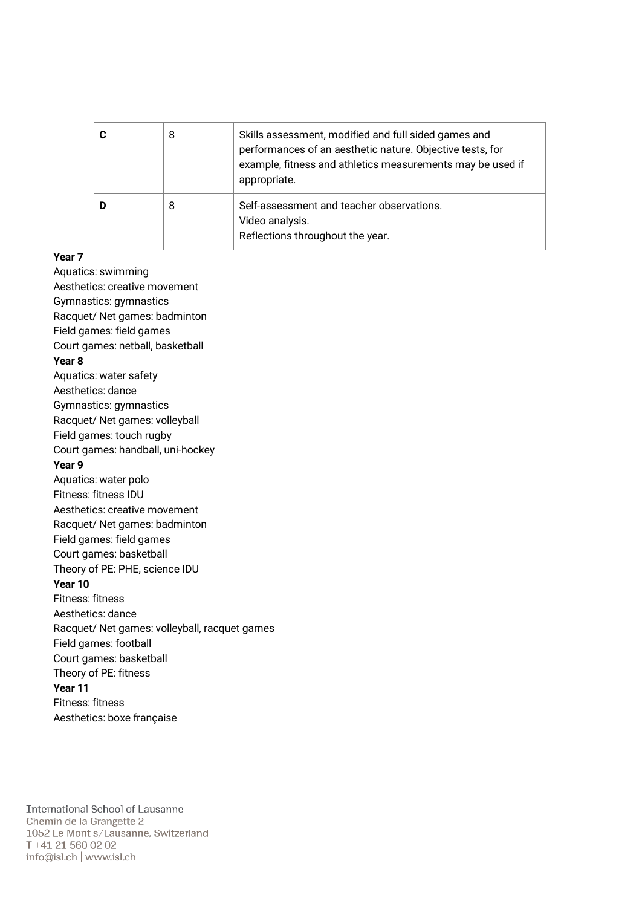| C | 8 | Skills assessment, modified and full sided games and performances of an aesthetic nature. Objective tests, for example, fitness and athletics measurements may be used if appropriate. |
|---|---|---|
| D | 8 | Self-assessment and teacher observations.<br>Video analysis.<br>Reflections throughout the year. |

**Year 7**

Aquatics: swimming
Aesthetics: creative movement
Gymnastics: gymnastics
Racquet/ Net games: badminton
Field games: field games
Court games: netball, basketball

**Year 8**

Aquatics: water safety
Aesthetics: dance
Gymnastics: gymnastics
Racquet/ Net games: volleyball
Field games: touch rugby
Court games: handball, uni-hockey

**Year 9**

Aquatics: water polo
Fitness: fitness IDU
Aesthetics: creative movement
Racquet/ Net games: badminton
Field games: field games
Court games: basketball
Theory of PE: PHE, science IDU

**Year 10**

Fitness: fitness
Aesthetics: dance
Racquet/ Net games: volleyball, racquet games
Field games: football
Court games: basketball
Theory of PE: fitness

**Year 11**

Fitness: fitness
Aesthetics: boxe française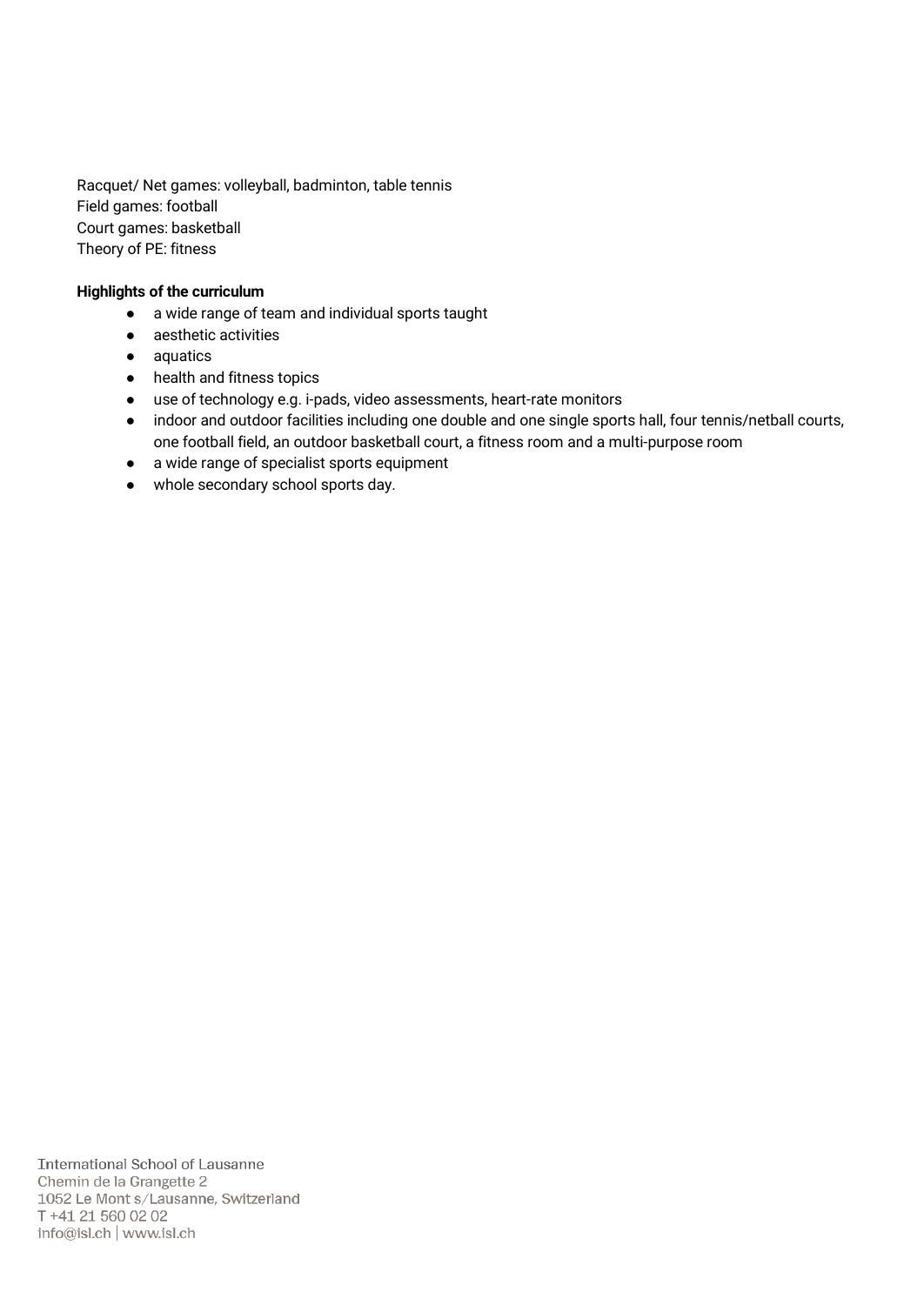Racquet/ Net games: volleyball, badminton, table tennis
Field games: football
Court games: basketball
Theory of PE: fitness

**Highlights of the curriculum**

- a wide range of team and individual sports taught
- aesthetic activities
- aquatics
- health and fitness topics
- use of technology e.g. i-pads, video assessments, heart-rate monitors
- indoor and outdoor facilities including one double and one single sports hall, four tennis/netball courts, one football field, an outdoor basketball court, a fitness room and a multi-purpose room
- a wide range of specialist sports equipment
- whole secondary school sports day.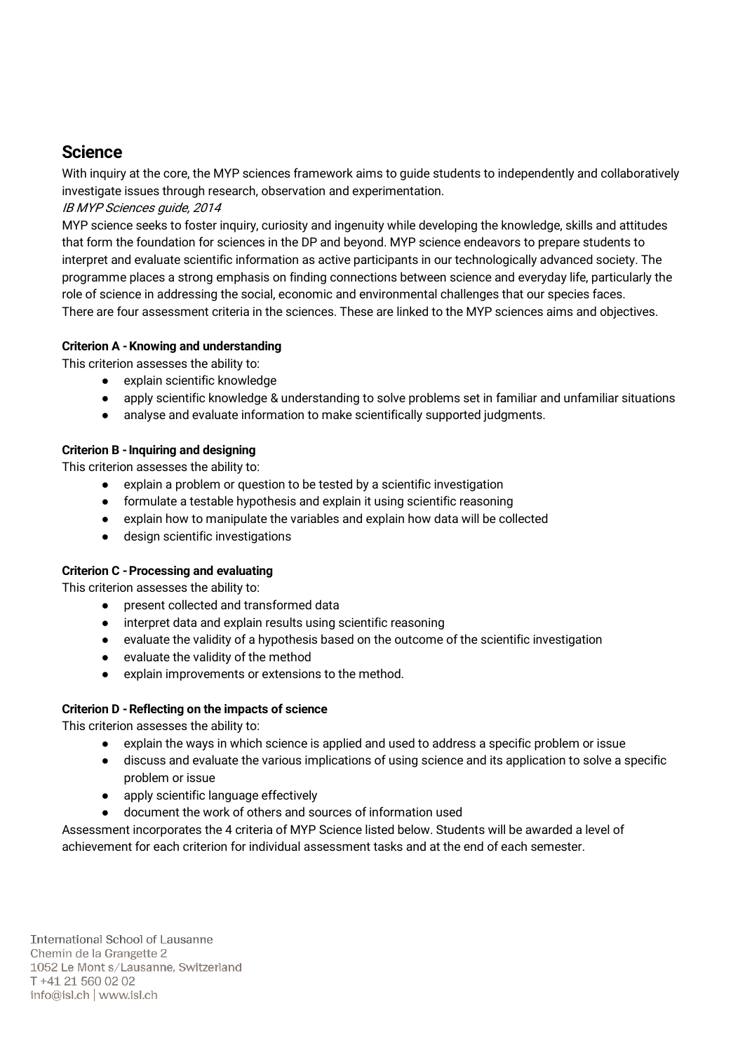## Science

With inquiry at the core, the MYP sciences framework aims to guide students to independently and collaboratively investigate issues through research, observation and experimentation.

*IB MYP Sciences guide, 2014*

MYP science seeks to foster inquiry, curiosity and ingenuity while developing the knowledge, skills and attitudes that form the foundation for sciences in the DP and beyond. MYP science endeavors to prepare students to interpret and evaluate scientific information as active participants in our technologically advanced society. The programme places a strong emphasis on finding connections between science and everyday life, particularly the role of science in addressing the social, economic and environmental challenges that our species faces.

There are four assessment criteria in the sciences. These are linked to the MYP sciences aims and objectives.

**Criterion A - Knowing and understanding**

This criterion assesses the ability to:

- explain scientific knowledge
- apply scientific knowledge & understanding to solve problems set in familiar and unfamiliar situations
- analyse and evaluate information to make scientifically supported judgments.

**Criterion B - Inquiring and designing**

This criterion assesses the ability to:

- explain a problem or question to be tested by a scientific investigation
- formulate a testable hypothesis and explain it using scientific reasoning
- explain how to manipulate the variables and explain how data will be collected
- design scientific investigations

**Criterion C - Processing and evaluating**

This criterion assesses the ability to:

- present collected and transformed data
- interpret data and explain results using scientific reasoning
- evaluate the validity of a hypothesis based on the outcome of the scientific investigation
- evaluate the validity of the method
- explain improvements or extensions to the method.

**Criterion D - Reflecting on the impacts of science**

This criterion assesses the ability to:

- explain the ways in which science is applied and used to address a specific problem or issue
- discuss and evaluate the various implications of using science and its application to solve a specific problem or issue
- apply scientific language effectively
- document the work of others and sources of information used

Assessment incorporates the 4 criteria of MYP Science listed below. Students will be awarded a level of achievement for each criterion for individual assessment tasks and at the end of each semester.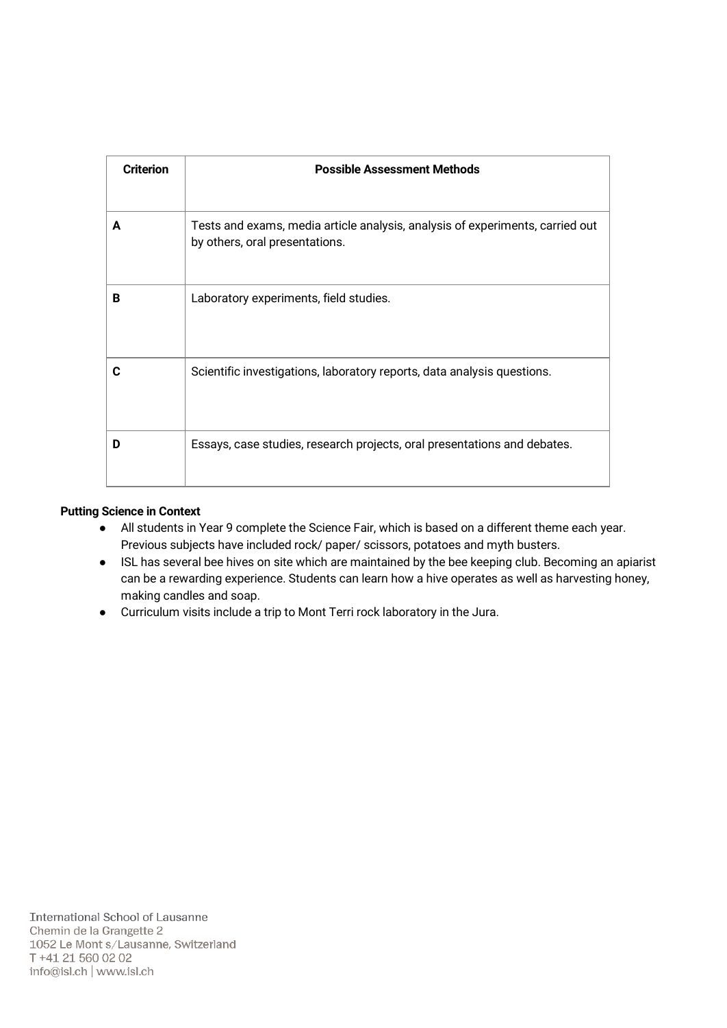| Criterion | Possible Assessment Methods |
|---|---|
| A | Tests and exams, media article analysis, analysis of experiments, carried out by others, oral presentations. |
| B | Laboratory experiments, field studies. |
| C | Scientific investigations, laboratory reports, data analysis questions. |
| D | Essays, case studies, research projects, oral presentations and debates. |

**Putting Science in Context**

- All students in Year 9 complete the Science Fair, which is based on a different theme each year. Previous subjects have included rock/ paper/ scissors, potatoes and myth busters.
- ISL has several bee hives on site which are maintained by the bee keeping club. Becoming an apiarist can be a rewarding experience. Students can learn how a hive operates as well as harvesting honey, making candles and soap.
- Curriculum visits include a trip to Mont Terri rock laboratory in the Jura.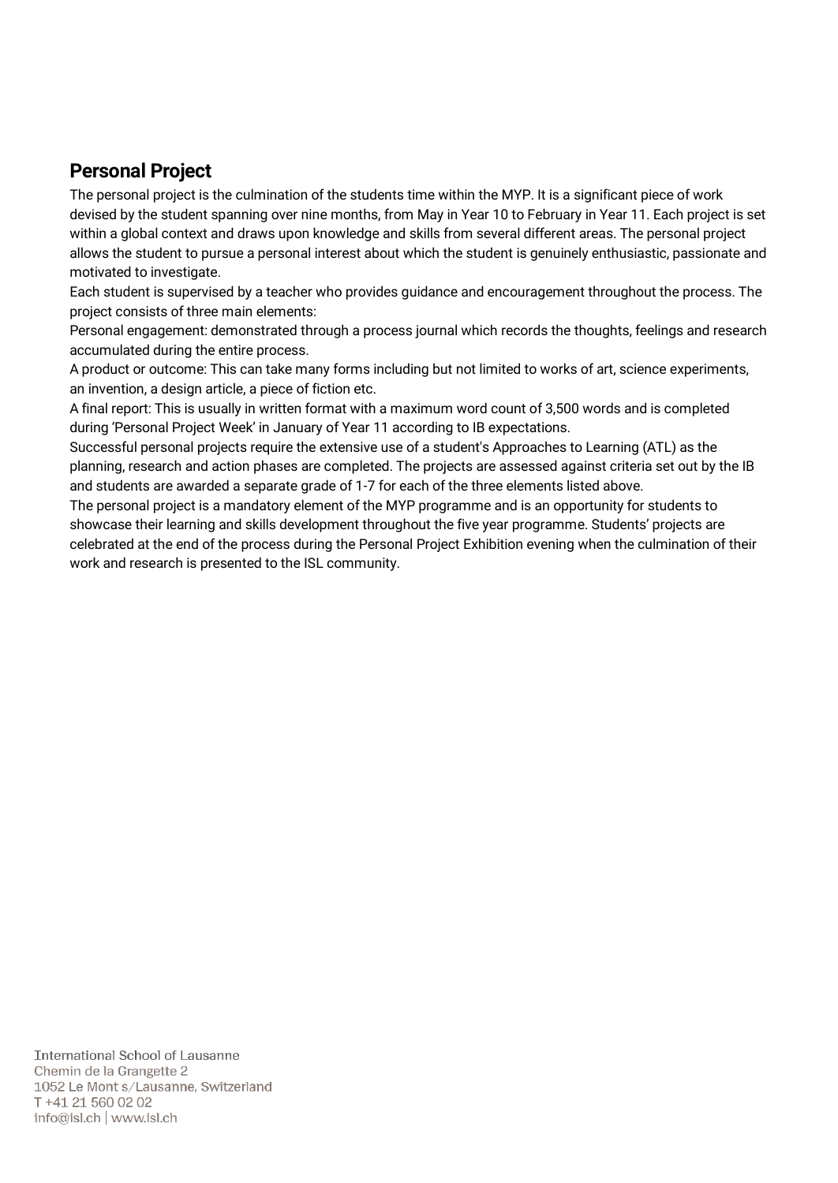## Personal Project

The personal project is the culmination of the students time within the MYP. It is a significant piece of work devised by the student spanning over nine months, from May in Year 10 to February in Year 11. Each project is set within a global context and draws upon knowledge and skills from several different areas. The personal project allows the student to pursue a personal interest about which the student is genuinely enthusiastic, passionate and motivated to investigate.

Each student is supervised by a teacher who provides guidance and encouragement throughout the process. The project consists of three main elements:

Personal engagement: demonstrated through a process journal which records the thoughts, feelings and research accumulated during the entire process.

A product or outcome: This can take many forms including but not limited to works of art, science experiments, an invention, a design article, a piece of fiction etc.

A final report: This is usually in written format with a maximum word count of 3,500 words and is completed during 'Personal Project Week' in January of Year 11 according to IB expectations.

Successful personal projects require the extensive use of a student's Approaches to Learning (ATL) as the planning, research and action phases are completed. The projects are assessed against criteria set out by the IB and students are awarded a separate grade of 1-7 for each of the three elements listed above.

The personal project is a mandatory element of the MYP programme and is an opportunity for students to showcase their learning and skills development throughout the five year programme. Students' projects are celebrated at the end of the process during the Personal Project Exhibition evening when the culmination of their work and research is presented to the ISL community.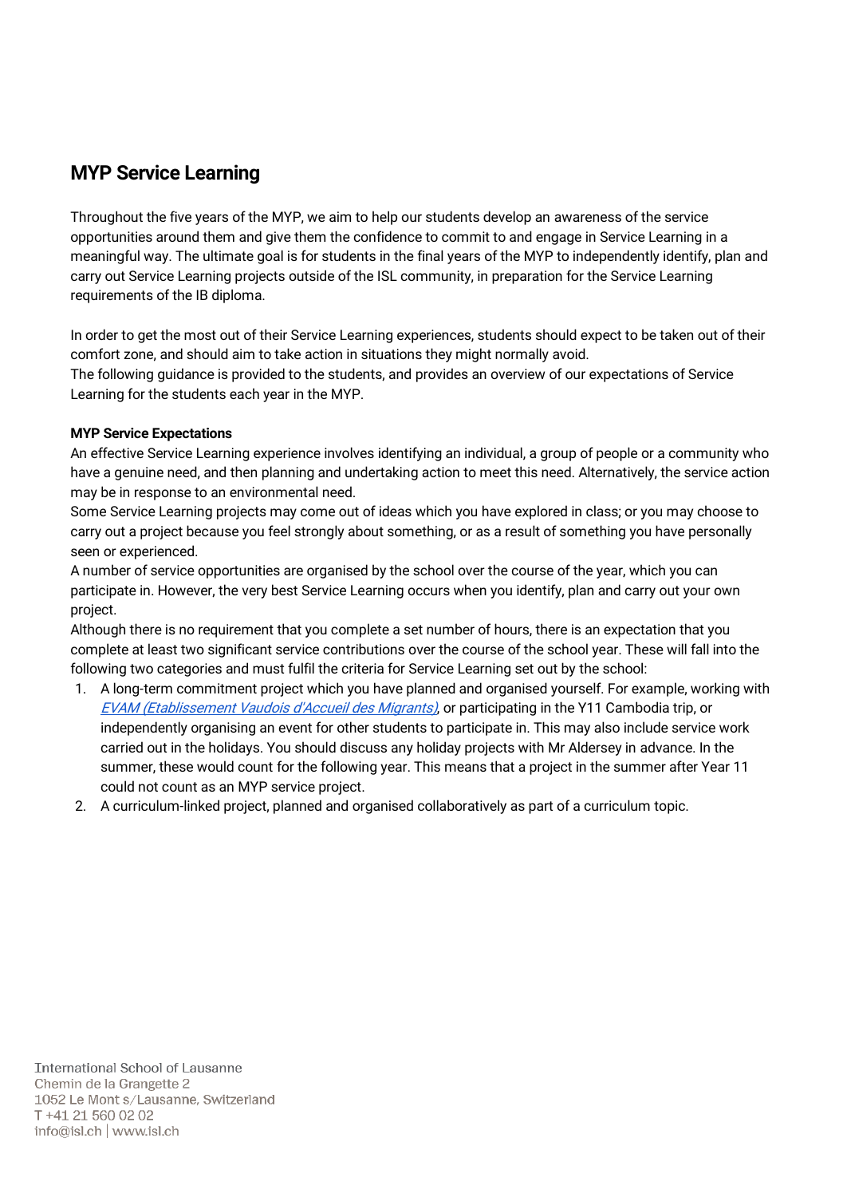## MYP Service Learning

Throughout the five years of the MYP, we aim to help our students develop an awareness of the service opportunities around them and give them the confidence to commit to and engage in Service Learning in a meaningful way. The ultimate goal is for students in the final years of the MYP to independently identify, plan and carry out Service Learning projects outside of the ISL community, in preparation for the Service Learning requirements of the IB diploma.

In order to get the most out of their Service Learning experiences, students should expect to be taken out of their comfort zone, and should aim to take action in situations they might normally avoid.
The following guidance is provided to the students, and provides an overview of our expectations of Service Learning for the students each year in the MYP.

**MYP Service Expectations**
An effective Service Learning experience involves identifying an individual, a group of people or a community who have a genuine need, and then planning and undertaking action to meet this need. Alternatively, the service action may be in response to an environmental need.
Some Service Learning projects may come out of ideas which you have explored in class; or you may choose to carry out a project because you feel strongly about something, or as a result of something you have personally seen or experienced.
A number of service opportunities are organised by the school over the course of the year, which you can participate in. However, the very best Service Learning occurs when you identify, plan and carry out your own project.
Although there is no requirement that you complete a set number of hours, there is an expectation that you complete at least two significant service contributions over the course of the school year. These will fall into the following two categories and must fulfil the criteria for Service Learning set out by the school:

1. A long-term commitment project which you have planned and organised yourself. For example, working with *EVAM (Etablissement Vaudois d'Accueil des Migrants)*, or participating in the Y11 Cambodia trip, or independently organising an event for other students to participate in. This may also include service work carried out in the holidays. You should discuss any holiday projects with Mr Aldersey in advance. In the summer, these would count for the following year. This means that a project in the summer after Year 11 could not count as an MYP service project.
2. A curriculum-linked project, planned and organised collaboratively as part of a curriculum topic.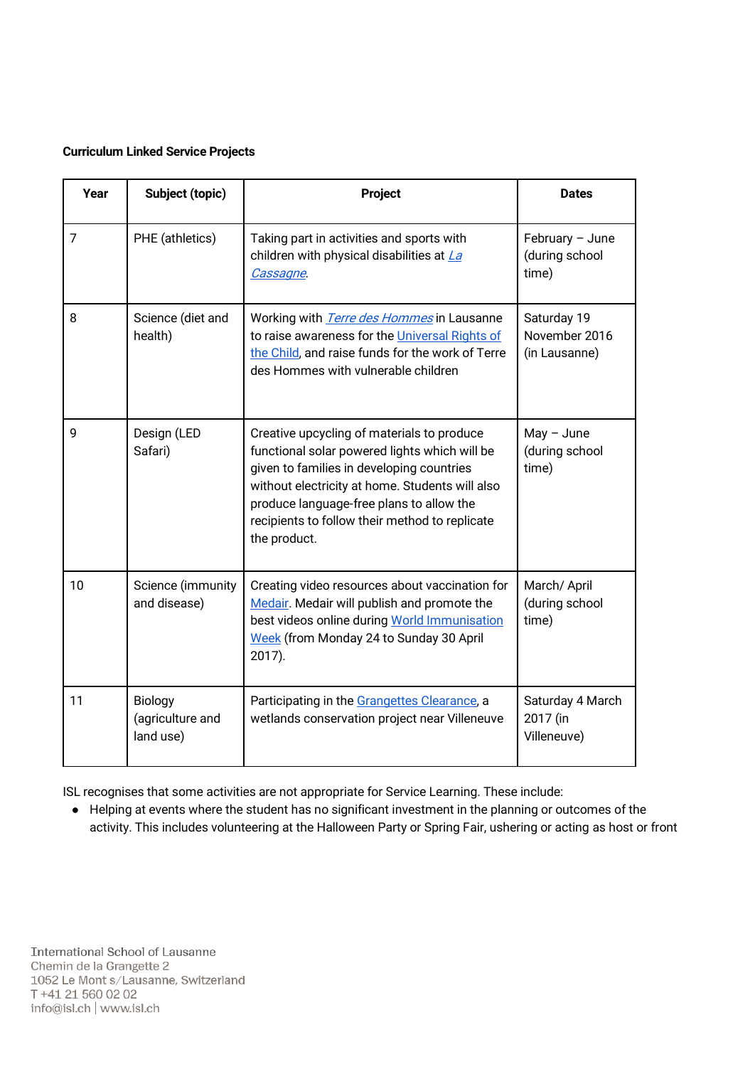**Curriculum Linked Service Projects**

| Year | Subject (topic) | Project | Dates |
|---|---|---|---|
| 7 | PHE (athletics) | Taking part in activities and sports with children with physical disabilities at *La Cassagne*. | February – June (during school time) |
| 8 | Science (diet and health) | Working with *Terre des Hommes* in Lausanne to raise awareness for the Universal Rights of the Child, and raise funds for the work of Terre des Hommes with vulnerable children | Saturday 19 November 2016 (in Lausanne) |
| 9 | Design (LED Safari) | Creative upcycling of materials to produce functional solar powered lights which will be given to families in developing countries without electricity at home. Students will also produce language-free plans to allow the recipients to follow their method to replicate the product. | May – June (during school time) |
| 10 | Science (immunity and disease) | Creating video resources about vaccination for Medair. Medair will publish and promote the best videos online during World Immunisation Week (from Monday 24 to Sunday 30 April 2017). | March/ April (during school time) |
| 11 | Biology (agriculture and land use) | Participating in the Grangettes Clearance, a wetlands conservation project near Villeneuve | Saturday 4 March 2017 (in Villeneuve) |

ISL recognises that some activities are not appropriate for Service Learning. These include:

- Helping at events where the student has no significant investment in the planning or outcomes of the activity. This includes volunteering at the Halloween Party or Spring Fair, ushering or acting as host or front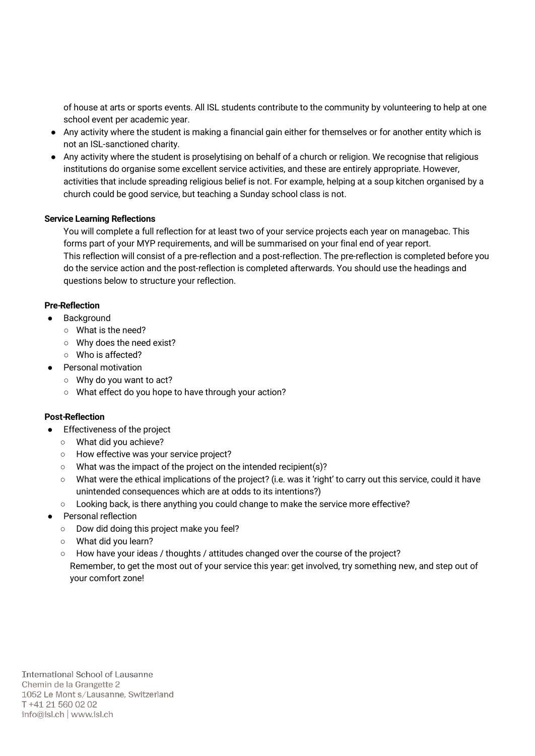of house at arts or sports events. All ISL students contribute to the community by volunteering to help at one school event per academic year.

- Any activity where the student is making a financial gain either for themselves or for another entity which is not an ISL-sanctioned charity.
- Any activity where the student is proselytising on behalf of a church or religion. We recognise that religious institutions do organise some excellent service activities, and these are entirely appropriate. However, activities that include spreading religious belief is not. For example, helping at a soup kitchen organised by a church could be good service, but teaching a Sunday school class is not.

**Service Learning Reflections**

You will complete a full reflection for at least two of your service projects each year on managebac. This forms part of your MYP requirements, and will be summarised on your final end of year report.

This reflection will consist of a pre-reflection and a post-reflection. The pre-reflection is completed before you do the service action and the post-reflection is completed afterwards. You should use the headings and questions below to structure your reflection.

**Pre-Reflection**

- Background
  - What is the need?
  - Why does the need exist?
  - Who is affected?
- Personal motivation
  - Why do you want to act?
  - What effect do you hope to have through your action?

**Post-Reflection**

- Effectiveness of the project
  - What did you achieve?
  - How effective was your service project?
  - What was the impact of the project on the intended recipient(s)?
  - What were the ethical implications of the project? (i.e. was it 'right' to carry out this service, could it have unintended consequences which are at odds to its intentions?)
  - Looking back, is there anything you could change to make the service more effective?
- Personal reflection
  - Dow did doing this project make you feel?
  - What did you learn?
  - How have your ideas / thoughts / attitudes changed over the course of the project?

Remember, to get the most out of your service this year: get involved, try something new, and step out of your comfort zone!